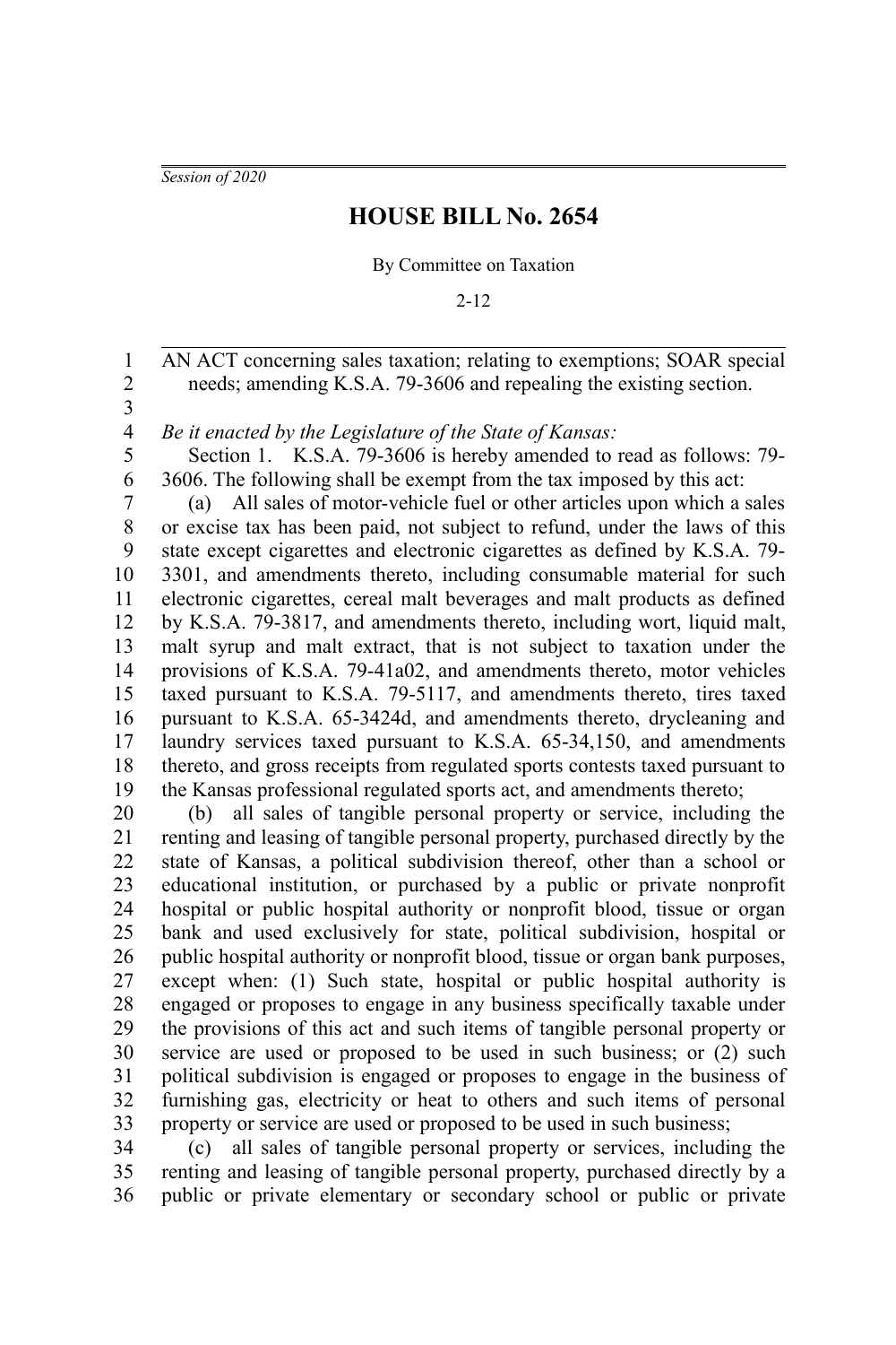*Session of 2020*

# HOUSE BILL No. 2654

By Committee on Taxation

2-12

AN ACT concerning sales taxation; relating to exemptions; SOAR special needs; amending K.S.A. 79-3606 and repealing the existing section.

*Be it enacted by the Legislature of the State of Kansas:*

Section 1. K.S.A. 79-3606 is hereby amended to read as follows: 79-3606. The following shall be exempt from the tax imposed by this act:

(a) All sales of motor-vehicle fuel or other articles upon which a sales or excise tax has been paid, not subject to refund, under the laws of this state except cigarettes and electronic cigarettes as defined by K.S.A. 79-3301, and amendments thereto, including consumable material for such electronic cigarettes, cereal malt beverages and malt products as defined by K.S.A. 79-3817, and amendments thereto, including wort, liquid malt, malt syrup and malt extract, that is not subject to taxation under the provisions of K.S.A. 79-41a02, and amendments thereto, motor vehicles taxed pursuant to K.S.A. 79-5117, and amendments thereto, tires taxed pursuant to K.S.A. 65-3424d, and amendments thereto, drycleaning and laundry services taxed pursuant to K.S.A. 65-34,150, and amendments thereto, and gross receipts from regulated sports contests taxed pursuant to the Kansas professional regulated sports act, and amendments thereto;

(b) all sales of tangible personal property or service, including the renting and leasing of tangible personal property, purchased directly by the state of Kansas, a political subdivision thereof, other than a school or educational institution, or purchased by a public or private nonprofit hospital or public hospital authority or nonprofit blood, tissue or organ bank and used exclusively for state, political subdivision, hospital or public hospital authority or nonprofit blood, tissue or organ bank purposes, except when: (1) Such state, hospital or public hospital authority is engaged or proposes to engage in any business specifically taxable under the provisions of this act and such items of tangible personal property or service are used or proposed to be used in such business; or (2) such political subdivision is engaged or proposes to engage in the business of furnishing gas, electricity or heat to others and such items of personal property or service are used or proposed to be used in such business;

(c) all sales of tangible personal property or services, including the renting and leasing of tangible personal property, purchased directly by a public or private elementary or secondary school or public or private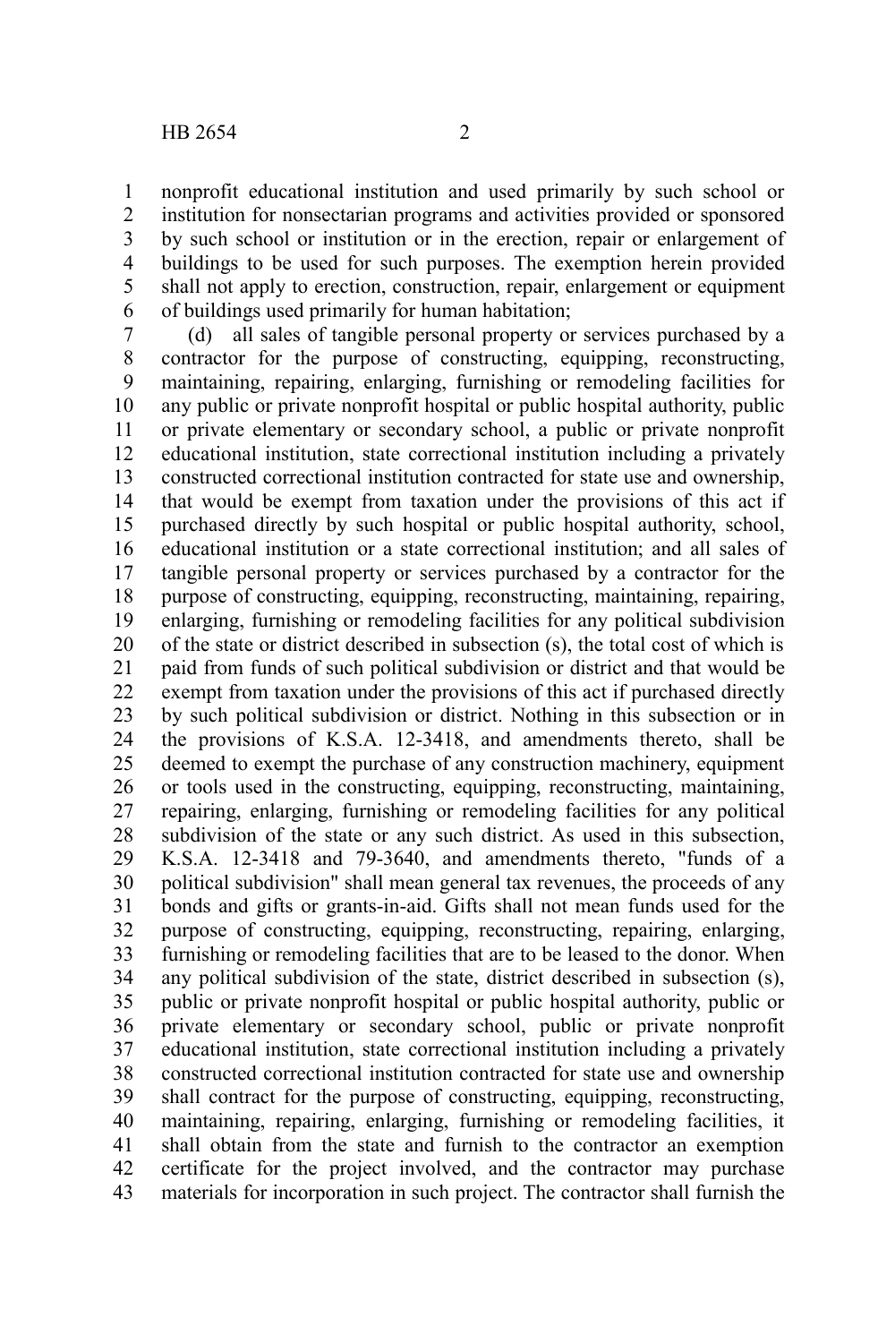nonprofit educational institution and used primarily by such school or institution for nonsectarian programs and activities provided or sponsored by such school or institution or in the erection, repair or enlargement of buildings to be used for such purposes. The exemption herein provided shall not apply to erection, construction, repair, enlargement or equipment of buildings used primarily for human habitation;

(d) all sales of tangible personal property or services purchased by a contractor for the purpose of constructing, equipping, reconstructing, maintaining, repairing, enlarging, furnishing or remodeling facilities for any public or private nonprofit hospital or public hospital authority, public or private elementary or secondary school, a public or private nonprofit educational institution, state correctional institution including a privately constructed correctional institution contracted for state use and ownership, that would be exempt from taxation under the provisions of this act if purchased directly by such hospital or public hospital authority, school, educational institution or a state correctional institution; and all sales of tangible personal property or services purchased by a contractor for the purpose of constructing, equipping, reconstructing, maintaining, repairing, enlarging, furnishing or remodeling facilities for any political subdivision of the state or district described in subsection (s), the total cost of which is paid from funds of such political subdivision or district and that would be exempt from taxation under the provisions of this act if purchased directly by such political subdivision or district. Nothing in this subsection or in the provisions of K.S.A. 12-3418, and amendments thereto, shall be deemed to exempt the purchase of any construction machinery, equipment or tools used in the constructing, equipping, reconstructing, maintaining, repairing, enlarging, furnishing or remodeling facilities for any political subdivision of the state or any such district. As used in this subsection, K.S.A. 12-3418 and 79-3640, and amendments thereto, "funds of a political subdivision" shall mean general tax revenues, the proceeds of any bonds and gifts or grants-in-aid. Gifts shall not mean funds used for the purpose of constructing, equipping, reconstructing, repairing, enlarging, furnishing or remodeling facilities that are to be leased to the donor. When any political subdivision of the state, district described in subsection (s), public or private nonprofit hospital or public hospital authority, public or private elementary or secondary school, public or private nonprofit educational institution, state correctional institution including a privately constructed correctional institution contracted for state use and ownership shall contract for the purpose of constructing, equipping, reconstructing, maintaining, repairing, enlarging, furnishing or remodeling facilities, it shall obtain from the state and furnish to the contractor an exemption certificate for the project involved, and the contractor may purchase materials for incorporation in such project. The contractor shall furnish the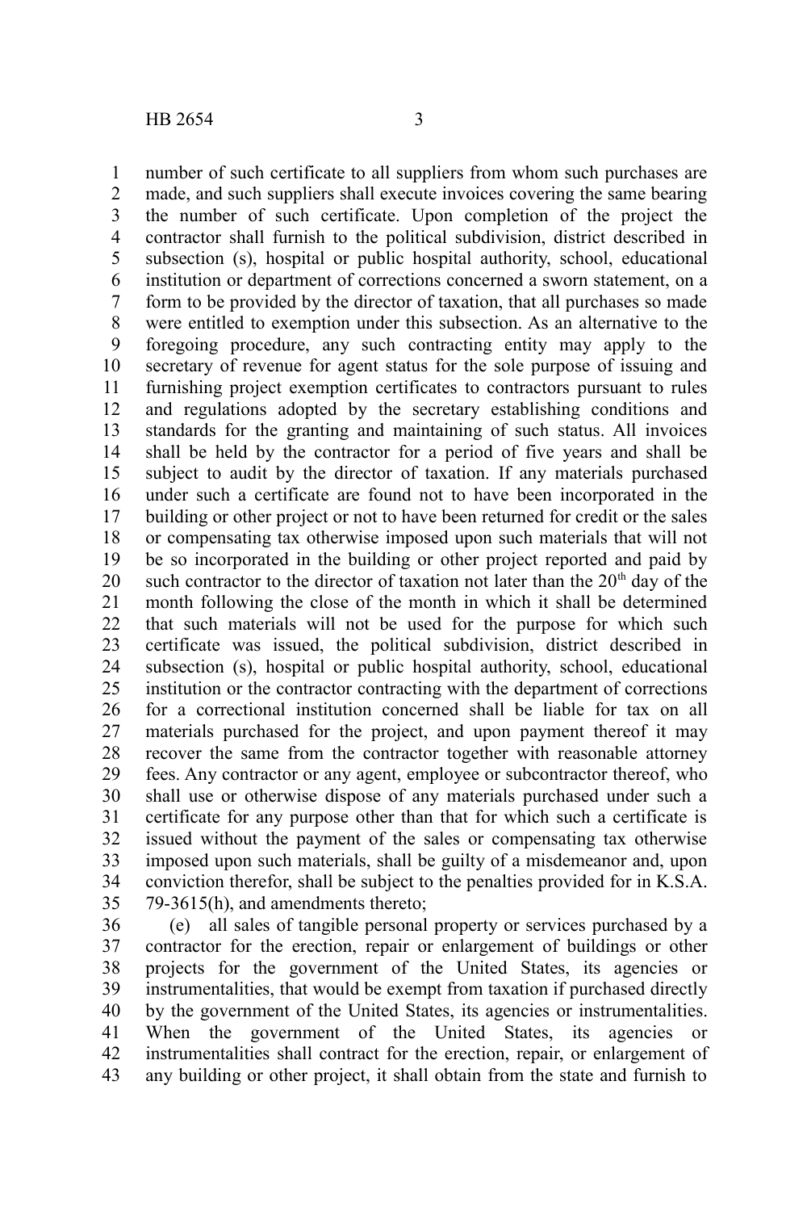number of such certificate to all suppliers from whom such purchases are made, and such suppliers shall execute invoices covering the same bearing the number of such certificate. Upon completion of the project the contractor shall furnish to the political subdivision, district described in subsection (s), hospital or public hospital authority, school, educational institution or department of corrections concerned a sworn statement, on a form to be provided by the director of taxation, that all purchases so made were entitled to exemption under this subsection. As an alternative to the foregoing procedure, any such contracting entity may apply to the secretary of revenue for agent status for the sole purpose of issuing and furnishing project exemption certificates to contractors pursuant to rules and regulations adopted by the secretary establishing conditions and standards for the granting and maintaining of such status. All invoices shall be held by the contractor for a period of five years and shall be subject to audit by the director of taxation. If any materials purchased under such a certificate are found not to have been incorporated in the building or other project or not to have been returned for credit or the sales or compensating tax otherwise imposed upon such materials that will not be so incorporated in the building or other project reported and paid by such contractor to the director of taxation not later than the 20th day of the month following the close of the month in which it shall be determined that such materials will not be used for the purpose for which such certificate was issued, the political subdivision, district described in subsection (s), hospital or public hospital authority, school, educational institution or the contractor contracting with the department of corrections for a correctional institution concerned shall be liable for tax on all materials purchased for the project, and upon payment thereof it may recover the same from the contractor together with reasonable attorney fees. Any contractor or any agent, employee or subcontractor thereof, who shall use or otherwise dispose of any materials purchased under such a certificate for any purpose other than that for which such a certificate is issued without the payment of the sales or compensating tax otherwise imposed upon such materials, shall be guilty of a misdemeanor and, upon conviction therefor, shall be subject to the penalties provided for in K.S.A. 79-3615(h), and amendments thereto;

(e) all sales of tangible personal property or services purchased by a contractor for the erection, repair or enlargement of buildings or other projects for the government of the United States, its agencies or instrumentalities, that would be exempt from taxation if purchased directly by the government of the United States, its agencies or instrumentalities. When the government of the United States, its agencies or instrumentalities shall contract for the erection, repair, or enlargement of any building or other project, it shall obtain from the state and furnish to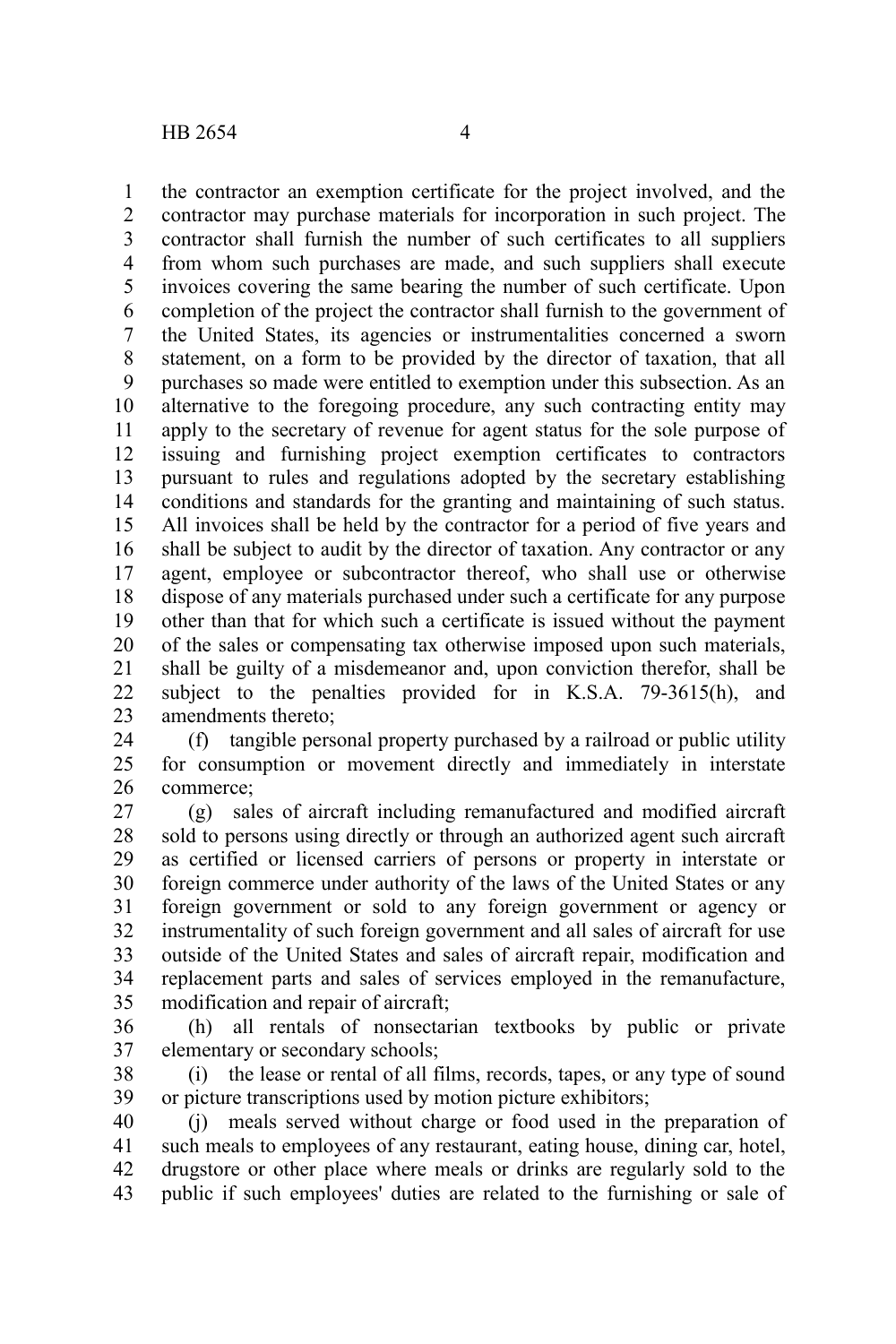the contractor an exemption certificate for the project involved, and the contractor may purchase materials for incorporation in such project. The contractor shall furnish the number of such certificates to all suppliers from whom such purchases are made, and such suppliers shall execute invoices covering the same bearing the number of such certificate. Upon completion of the project the contractor shall furnish to the government of the United States, its agencies or instrumentalities concerned a sworn statement, on a form to be provided by the director of taxation, that all purchases so made were entitled to exemption under this subsection. As an alternative to the foregoing procedure, any such contracting entity may apply to the secretary of revenue for agent status for the sole purpose of issuing and furnishing project exemption certificates to contractors pursuant to rules and regulations adopted by the secretary establishing conditions and standards for the granting and maintaining of such status. All invoices shall be held by the contractor for a period of five years and shall be subject to audit by the director of taxation. Any contractor or any agent, employee or subcontractor thereof, who shall use or otherwise dispose of any materials purchased under such a certificate for any purpose other than that for which such a certificate is issued without the payment of the sales or compensating tax otherwise imposed upon such materials, shall be guilty of a misdemeanor and, upon conviction therefor, shall be subject to the penalties provided for in K.S.A. 79-3615(h), and amendments thereto;

(f) tangible personal property purchased by a railroad or public utility for consumption or movement directly and immediately in interstate commerce;

(g) sales of aircraft including remanufactured and modified aircraft sold to persons using directly or through an authorized agent such aircraft as certified or licensed carriers of persons or property in interstate or foreign commerce under authority of the laws of the United States or any foreign government or sold to any foreign government or agency or instrumentality of such foreign government and all sales of aircraft for use outside of the United States and sales of aircraft repair, modification and replacement parts and sales of services employed in the remanufacture, modification and repair of aircraft;

(h) all rentals of nonsectarian textbooks by public or private elementary or secondary schools;

(i) the lease or rental of all films, records, tapes, or any type of sound or picture transcriptions used by motion picture exhibitors;

(j) meals served without charge or food used in the preparation of such meals to employees of any restaurant, eating house, dining car, hotel, drugstore or other place where meals or drinks are regularly sold to the public if such employees' duties are related to the furnishing or sale of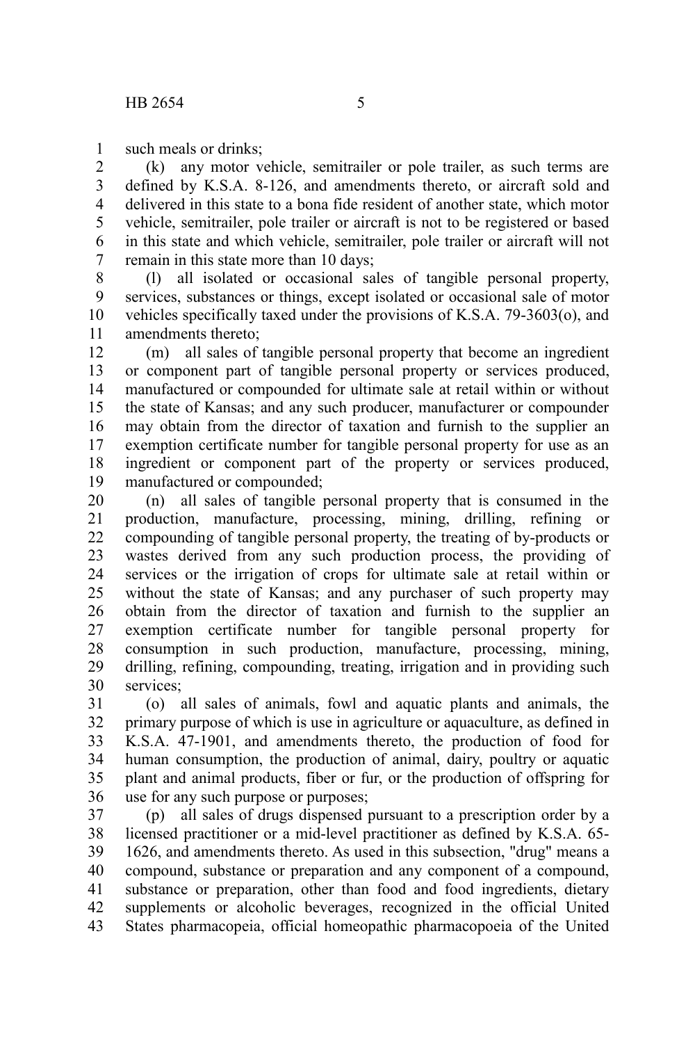such meals or drinks;

(k) any motor vehicle, semitrailer or pole trailer, as such terms are defined by K.S.A. 8-126, and amendments thereto, or aircraft sold and delivered in this state to a bona fide resident of another state, which motor vehicle, semitrailer, pole trailer or aircraft is not to be registered or based in this state and which vehicle, semitrailer, pole trailer or aircraft will not remain in this state more than 10 days;

(l) all isolated or occasional sales of tangible personal property, services, substances or things, except isolated or occasional sale of motor vehicles specifically taxed under the provisions of K.S.A. 79-3603(o), and amendments thereto;

(m) all sales of tangible personal property that become an ingredient or component part of tangible personal property or services produced, manufactured or compounded for ultimate sale at retail within or without the state of Kansas; and any such producer, manufacturer or compounder may obtain from the director of taxation and furnish to the supplier an exemption certificate number for tangible personal property for use as an ingredient or component part of the property or services produced, manufactured or compounded;

(n) all sales of tangible personal property that is consumed in the production, manufacture, processing, mining, drilling, refining or compounding of tangible personal property, the treating of by-products or wastes derived from any such production process, the providing of services or the irrigation of crops for ultimate sale at retail within or without the state of Kansas; and any purchaser of such property may obtain from the director of taxation and furnish to the supplier an exemption certificate number for tangible personal property for consumption in such production, manufacture, processing, mining, drilling, refining, compounding, treating, irrigation and in providing such services;

(o) all sales of animals, fowl and aquatic plants and animals, the primary purpose of which is use in agriculture or aquaculture, as defined in K.S.A. 47-1901, and amendments thereto, the production of food for human consumption, the production of animal, dairy, poultry or aquatic plant and animal products, fiber or fur, or the production of offspring for use for any such purpose or purposes;

(p) all sales of drugs dispensed pursuant to a prescription order by a licensed practitioner or a mid-level practitioner as defined by K.S.A. 65-1626, and amendments thereto. As used in this subsection, "drug" means a compound, substance or preparation and any component of a compound, substance or preparation, other than food and food ingredients, dietary supplements or alcoholic beverages, recognized in the official United States pharmacopeia, official homeopathic pharmacopoeia of the United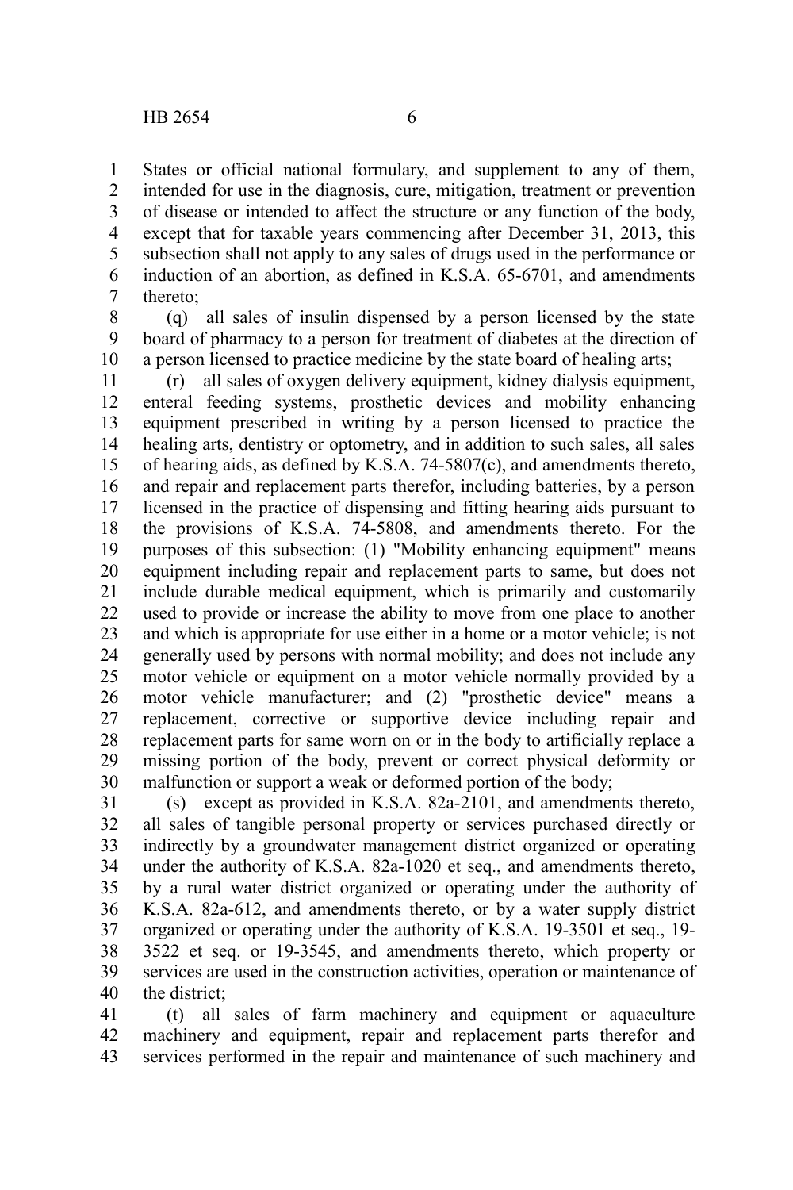States or official national formulary, and supplement to any of them, intended for use in the diagnosis, cure, mitigation, treatment or prevention of disease or intended to affect the structure or any function of the body, except that for taxable years commencing after December 31, 2013, this subsection shall not apply to any sales of drugs used in the performance or induction of an abortion, as defined in K.S.A. 65-6701, and amendments thereto;

(q) all sales of insulin dispensed by a person licensed by the state board of pharmacy to a person for treatment of diabetes at the direction of a person licensed to practice medicine by the state board of healing arts;

(r) all sales of oxygen delivery equipment, kidney dialysis equipment, enteral feeding systems, prosthetic devices and mobility enhancing equipment prescribed in writing by a person licensed to practice the healing arts, dentistry or optometry, and in addition to such sales, all sales of hearing aids, as defined by K.S.A. 74-5807(c), and amendments thereto, and repair and replacement parts therefor, including batteries, by a person licensed in the practice of dispensing and fitting hearing aids pursuant to the provisions of K.S.A. 74-5808, and amendments thereto. For the purposes of this subsection: (1) "Mobility enhancing equipment" means equipment including repair and replacement parts to same, but does not include durable medical equipment, which is primarily and customarily used to provide or increase the ability to move from one place to another and which is appropriate for use either in a home or a motor vehicle; is not generally used by persons with normal mobility; and does not include any motor vehicle or equipment on a motor vehicle normally provided by a motor vehicle manufacturer; and (2) "prosthetic device" means a replacement, corrective or supportive device including repair and replacement parts for same worn on or in the body to artificially replace a missing portion of the body, prevent or correct physical deformity or malfunction or support a weak or deformed portion of the body;

(s) except as provided in K.S.A. 82a-2101, and amendments thereto, all sales of tangible personal property or services purchased directly or indirectly by a groundwater management district organized or operating under the authority of K.S.A. 82a-1020 et seq., and amendments thereto, by a rural water district organized or operating under the authority of K.S.A. 82a-612, and amendments thereto, or by a water supply district organized or operating under the authority of K.S.A. 19-3501 et seq., 19-3522 et seq. or 19-3545, and amendments thereto, which property or services are used in the construction activities, operation or maintenance of the district;

(t) all sales of farm machinery and equipment or aquaculture machinery and equipment, repair and replacement parts therefor and services performed in the repair and maintenance of such machinery and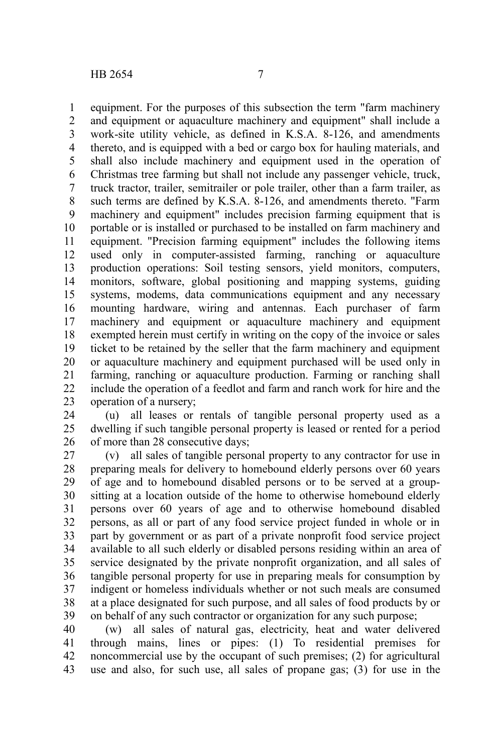equipment. For the purposes of this subsection the term "farm machinery and equipment or aquaculture machinery and equipment" shall include a work-site utility vehicle, as defined in K.S.A. 8-126, and amendments thereto, and is equipped with a bed or cargo box for hauling materials, and shall also include machinery and equipment used in the operation of Christmas tree farming but shall not include any passenger vehicle, truck, truck tractor, trailer, semitrailer or pole trailer, other than a farm trailer, as such terms are defined by K.S.A. 8-126, and amendments thereto. "Farm machinery and equipment" includes precision farming equipment that is portable or is installed or purchased to be installed on farm machinery and equipment. "Precision farming equipment" includes the following items used only in computer-assisted farming, ranching or aquaculture production operations: Soil testing sensors, yield monitors, computers, monitors, software, global positioning and mapping systems, guiding systems, modems, data communications equipment and any necessary mounting hardware, wiring and antennas. Each purchaser of farm machinery and equipment or aquaculture machinery and equipment exempted herein must certify in writing on the copy of the invoice or sales ticket to be retained by the seller that the farm machinery and equipment or aquaculture machinery and equipment purchased will be used only in farming, ranching or aquaculture production. Farming or ranching shall include the operation of a feedlot and farm and ranch work for hire and the operation of a nursery;

(u) all leases or rentals of tangible personal property used as a dwelling if such tangible personal property is leased or rented for a period of more than 28 consecutive days;

(v) all sales of tangible personal property to any contractor for use in preparing meals for delivery to homebound elderly persons over 60 years of age and to homebound disabled persons or to be served at a group-sitting at a location outside of the home to otherwise homebound elderly persons over 60 years of age and to otherwise homebound disabled persons, as all or part of any food service project funded in whole or in part by government or as part of a private nonprofit food service project available to all such elderly or disabled persons residing within an area of service designated by the private nonprofit organization, and all sales of tangible personal property for use in preparing meals for consumption by indigent or homeless individuals whether or not such meals are consumed at a place designated for such purpose, and all sales of food products by or on behalf of any such contractor or organization for any such purpose;

(w) all sales of natural gas, electricity, heat and water delivered through mains, lines or pipes: (1) To residential premises for noncommercial use by the occupant of such premises; (2) for agricultural use and also, for such use, all sales of propane gas; (3) for use in the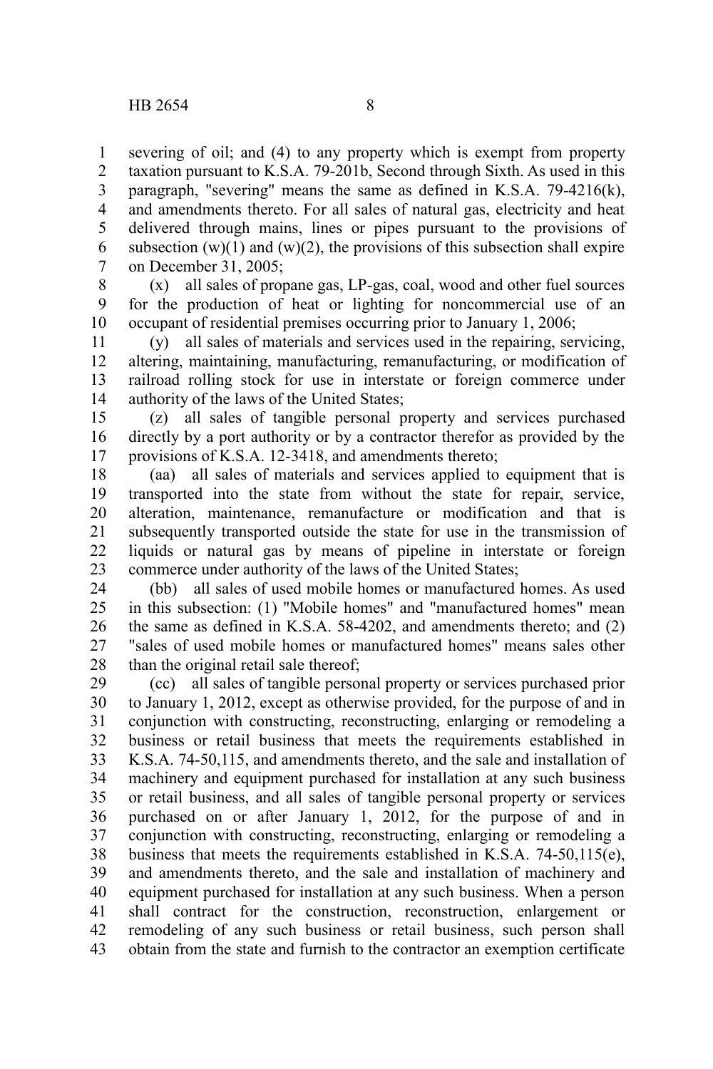severing of oil; and (4) to any property which is exempt from property taxation pursuant to K.S.A. 79-201b, Second through Sixth. As used in this paragraph, "severing" means the same as defined in K.S.A. 79-4216(k), and amendments thereto. For all sales of natural gas, electricity and heat delivered through mains, lines or pipes pursuant to the provisions of subsection (w)(1) and (w)(2), the provisions of this subsection shall expire on December 31, 2005;

(x) all sales of propane gas, LP-gas, coal, wood and other fuel sources for the production of heat or lighting for noncommercial use of an occupant of residential premises occurring prior to January 1, 2006;

(y) all sales of materials and services used in the repairing, servicing, altering, maintaining, manufacturing, remanufacturing, or modification of railroad rolling stock for use in interstate or foreign commerce under authority of the laws of the United States;

(z) all sales of tangible personal property and services purchased directly by a port authority or by a contractor therefor as provided by the provisions of K.S.A. 12-3418, and amendments thereto;

(aa) all sales of materials and services applied to equipment that is transported into the state from without the state for repair, service, alteration, maintenance, remanufacture or modification and that is subsequently transported outside the state for use in the transmission of liquids or natural gas by means of pipeline in interstate or foreign commerce under authority of the laws of the United States;

(bb) all sales of used mobile homes or manufactured homes. As used in this subsection: (1) "Mobile homes" and "manufactured homes" mean the same as defined in K.S.A. 58-4202, and amendments thereto; and (2) "sales of used mobile homes or manufactured homes" means sales other than the original retail sale thereof;

(cc) all sales of tangible personal property or services purchased prior to January 1, 2012, except as otherwise provided, for the purpose of and in conjunction with constructing, reconstructing, enlarging or remodeling a business or retail business that meets the requirements established in K.S.A. 74-50,115, and amendments thereto, and the sale and installation of machinery and equipment purchased for installation at any such business or retail business, and all sales of tangible personal property or services purchased on or after January 1, 2012, for the purpose of and in conjunction with constructing, reconstructing, enlarging or remodeling a business that meets the requirements established in K.S.A. 74-50,115(e), and amendments thereto, and the sale and installation of machinery and equipment purchased for installation at any such business. When a person shall contract for the construction, reconstruction, enlargement or remodeling of any such business or retail business, such person shall obtain from the state and furnish to the contractor an exemption certificate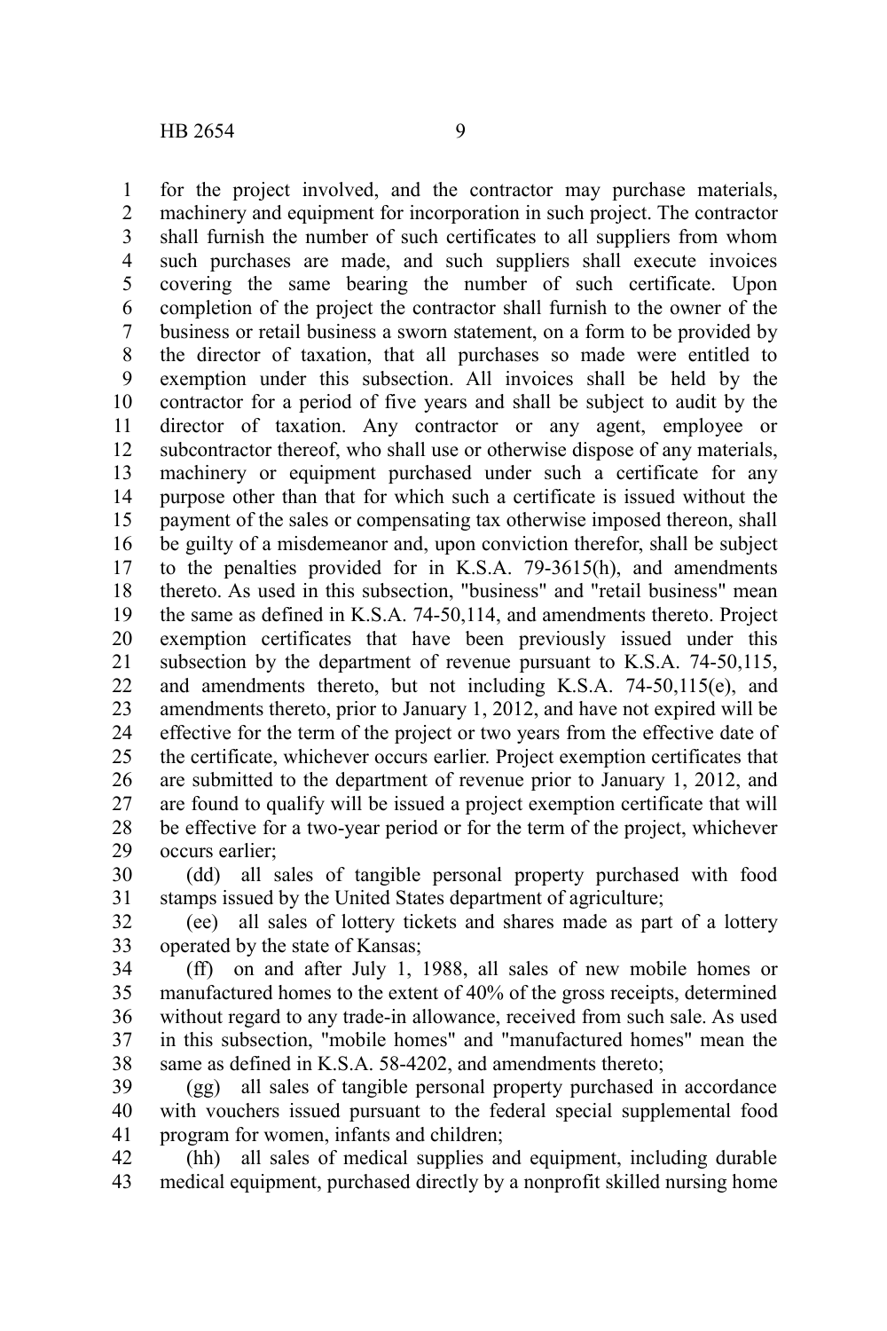for the project involved, and the contractor may purchase materials, machinery and equipment for incorporation in such project. The contractor shall furnish the number of such certificates to all suppliers from whom such purchases are made, and such suppliers shall execute invoices covering the same bearing the number of such certificate. Upon completion of the project the contractor shall furnish to the owner of the business or retail business a sworn statement, on a form to be provided by the director of taxation, that all purchases so made were entitled to exemption under this subsection. All invoices shall be held by the contractor for a period of five years and shall be subject to audit by the director of taxation. Any contractor or any agent, employee or subcontractor thereof, who shall use or otherwise dispose of any materials, machinery or equipment purchased under such a certificate for any purpose other than that for which such a certificate is issued without the payment of the sales or compensating tax otherwise imposed thereon, shall be guilty of a misdemeanor and, upon conviction therefor, shall be subject to the penalties provided for in K.S.A. 79-3615(h), and amendments thereto. As used in this subsection, "business" and "retail business" mean the same as defined in K.S.A. 74-50,114, and amendments thereto. Project exemption certificates that have been previously issued under this subsection by the department of revenue pursuant to K.S.A. 74-50,115, and amendments thereto, but not including K.S.A. 74-50,115(e), and amendments thereto, prior to January 1, 2012, and have not expired will be effective for the term of the project or two years from the effective date of the certificate, whichever occurs earlier. Project exemption certificates that are submitted to the department of revenue prior to January 1, 2012, and are found to qualify will be issued a project exemption certificate that will be effective for a two-year period or for the term of the project, whichever occurs earlier;

(dd) all sales of tangible personal property purchased with food stamps issued by the United States department of agriculture;

(ee) all sales of lottery tickets and shares made as part of a lottery operated by the state of Kansas;

(ff) on and after July 1, 1988, all sales of new mobile homes or manufactured homes to the extent of 40% of the gross receipts, determined without regard to any trade-in allowance, received from such sale. As used in this subsection, "mobile homes" and "manufactured homes" mean the same as defined in K.S.A. 58-4202, and amendments thereto;

(gg) all sales of tangible personal property purchased in accordance with vouchers issued pursuant to the federal special supplemental food program for women, infants and children;

(hh) all sales of medical supplies and equipment, including durable medical equipment, purchased directly by a nonprofit skilled nursing home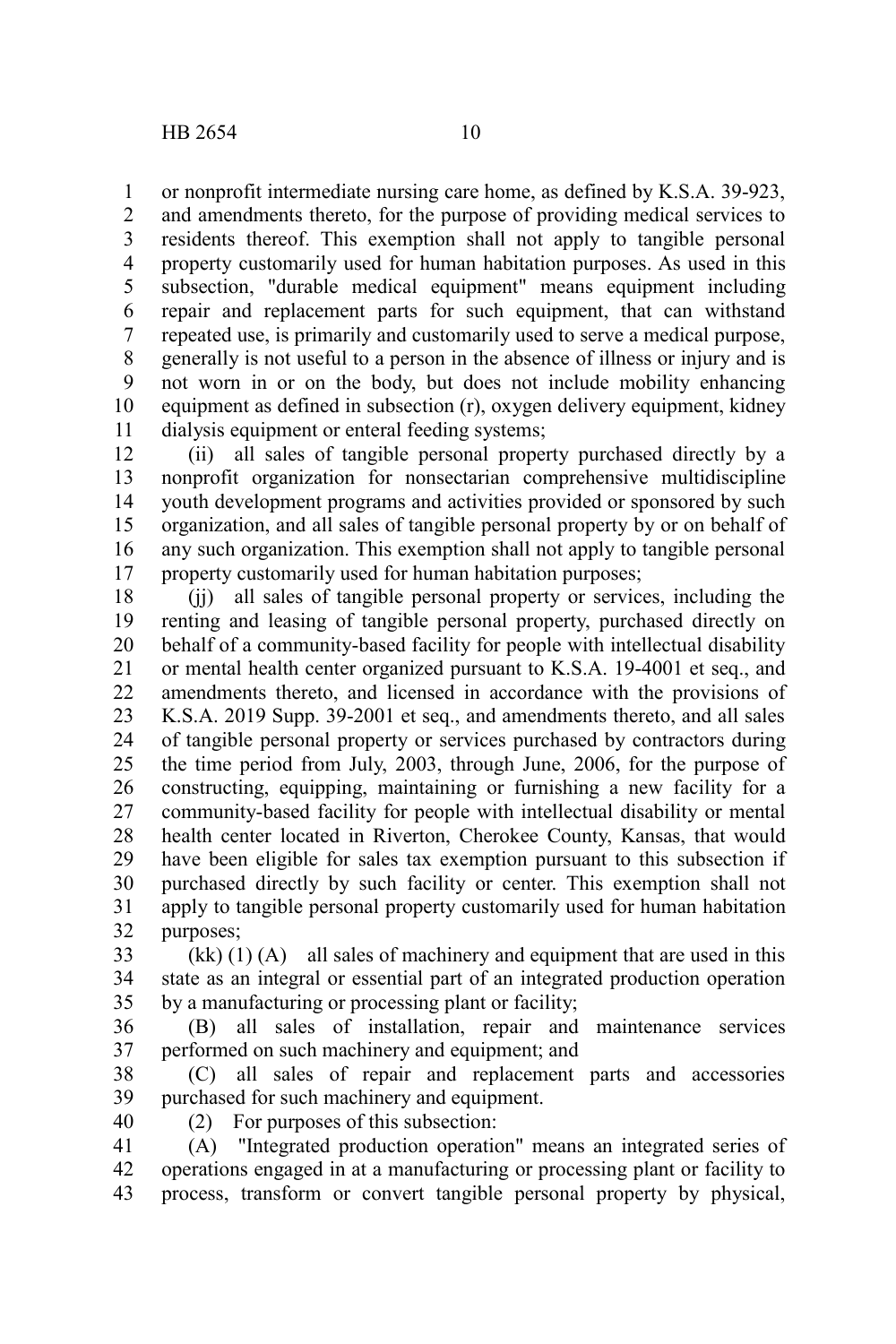or nonprofit intermediate nursing care home, as defined by K.S.A. 39-923, and amendments thereto, for the purpose of providing medical services to residents thereof. This exemption shall not apply to tangible personal property customarily used for human habitation purposes. As used in this subsection, "durable medical equipment" means equipment including repair and replacement parts for such equipment, that can withstand repeated use, is primarily and customarily used to serve a medical purpose, generally is not useful to a person in the absence of illness or injury and is not worn in or on the body, but does not include mobility enhancing equipment as defined in subsection (r), oxygen delivery equipment, kidney dialysis equipment or enteral feeding systems;

(ii) all sales of tangible personal property purchased directly by a nonprofit organization for nonsectarian comprehensive multidiscipline youth development programs and activities provided or sponsored by such organization, and all sales of tangible personal property by or on behalf of any such organization. This exemption shall not apply to tangible personal property customarily used for human habitation purposes;

(jj) all sales of tangible personal property or services, including the renting and leasing of tangible personal property, purchased directly on behalf of a community-based facility for people with intellectual disability or mental health center organized pursuant to K.S.A. 19-4001 et seq., and amendments thereto, and licensed in accordance with the provisions of K.S.A. 2019 Supp. 39-2001 et seq., and amendments thereto, and all sales of tangible personal property or services purchased by contractors during the time period from July, 2003, through June, 2006, for the purpose of constructing, equipping, maintaining or furnishing a new facility for a community-based facility for people with intellectual disability or mental health center located in Riverton, Cherokee County, Kansas, that would have been eligible for sales tax exemption pursuant to this subsection if purchased directly by such facility or center. This exemption shall not apply to tangible personal property customarily used for human habitation purposes;

(kk) (1) (A) all sales of machinery and equipment that are used in this state as an integral or essential part of an integrated production operation by a manufacturing or processing plant or facility;

(B) all sales of installation, repair and maintenance services performed on such machinery and equipment; and

(C) all sales of repair and replacement parts and accessories purchased for such machinery and equipment.

(2) For purposes of this subsection:

(A) "Integrated production operation" means an integrated series of operations engaged in at a manufacturing or processing plant or facility to process, transform or convert tangible personal property by physical,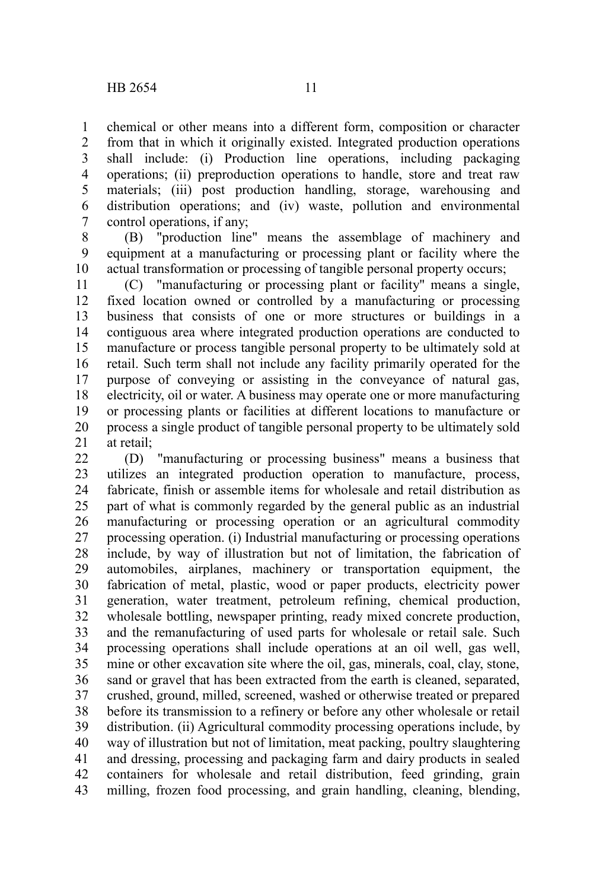chemical or other means into a different form, composition or character from that in which it originally existed. Integrated production operations shall include: (i) Production line operations, including packaging operations; (ii) preproduction operations to handle, store and treat raw materials; (iii) post production handling, storage, warehousing and distribution operations; and (iv) waste, pollution and environmental control operations, if any;

(B) "production line" means the assemblage of machinery and equipment at a manufacturing or processing plant or facility where the actual transformation or processing of tangible personal property occurs;

(C) "manufacturing or processing plant or facility" means a single, fixed location owned or controlled by a manufacturing or processing business that consists of one or more structures or buildings in a contiguous area where integrated production operations are conducted to manufacture or process tangible personal property to be ultimately sold at retail. Such term shall not include any facility primarily operated for the purpose of conveying or assisting in the conveyance of natural gas, electricity, oil or water. A business may operate one or more manufacturing or processing plants or facilities at different locations to manufacture or process a single product of tangible personal property to be ultimately sold at retail;

(D) "manufacturing or processing business" means a business that utilizes an integrated production operation to manufacture, process, fabricate, finish or assemble items for wholesale and retail distribution as part of what is commonly regarded by the general public as an industrial manufacturing or processing operation or an agricultural commodity processing operation. (i) Industrial manufacturing or processing operations include, by way of illustration but not of limitation, the fabrication of automobiles, airplanes, machinery or transportation equipment, the fabrication of metal, plastic, wood or paper products, electricity power generation, water treatment, petroleum refining, chemical production, wholesale bottling, newspaper printing, ready mixed concrete production, and the remanufacturing of used parts for wholesale or retail sale. Such processing operations shall include operations at an oil well, gas well, mine or other excavation site where the oil, gas, minerals, coal, clay, stone, sand or gravel that has been extracted from the earth is cleaned, separated, crushed, ground, milled, screened, washed or otherwise treated or prepared before its transmission to a refinery or before any other wholesale or retail distribution. (ii) Agricultural commodity processing operations include, by way of illustration but not of limitation, meat packing, poultry slaughtering and dressing, processing and packaging farm and dairy products in sealed containers for wholesale and retail distribution, feed grinding, grain milling, frozen food processing, and grain handling, cleaning, blending,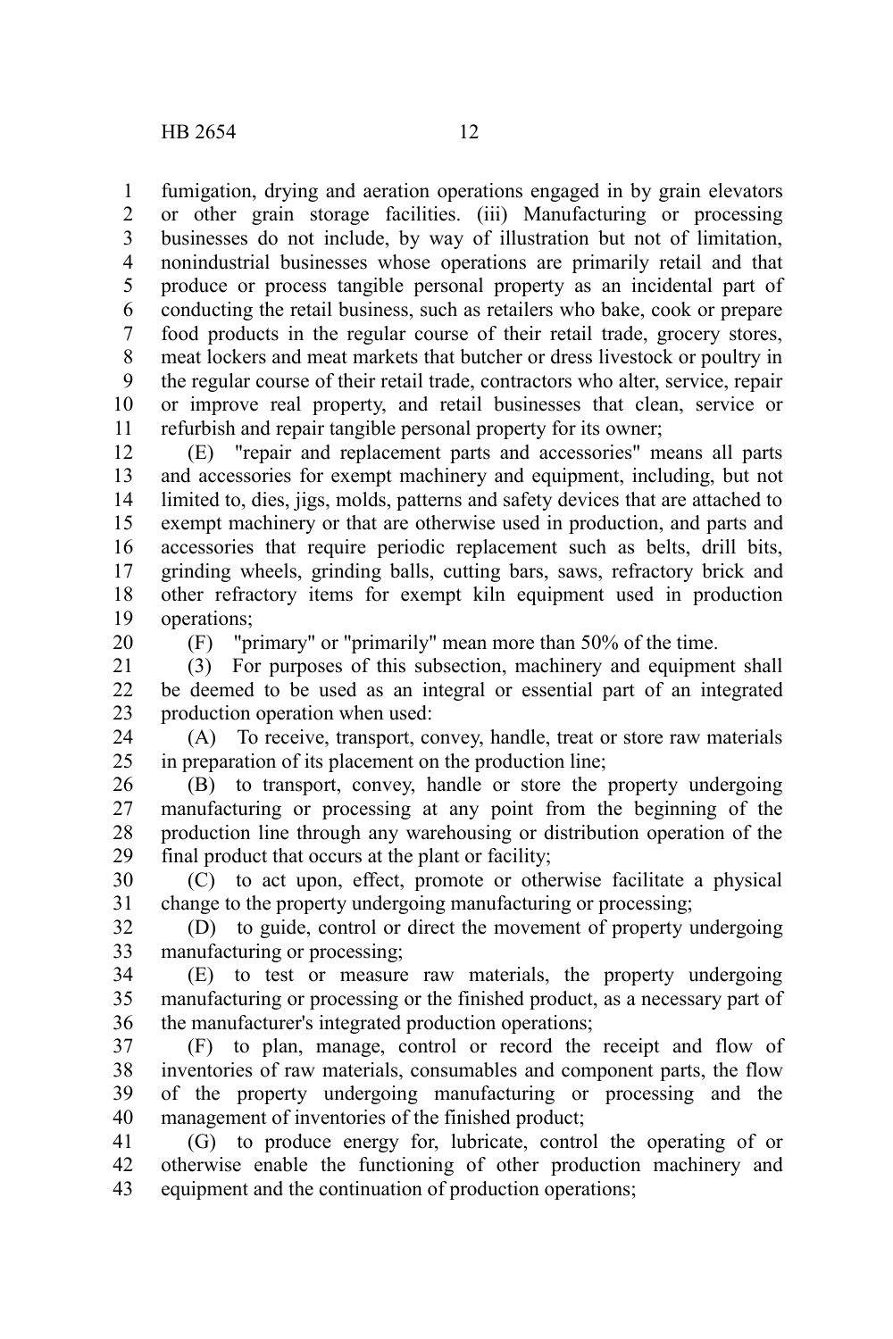fumigation, drying and aeration operations engaged in by grain elevators or other grain storage facilities. (iii) Manufacturing or processing businesses do not include, by way of illustration but not of limitation, nonindustrial businesses whose operations are primarily retail and that produce or process tangible personal property as an incidental part of conducting the retail business, such as retailers who bake, cook or prepare food products in the regular course of their retail trade, grocery stores, meat lockers and meat markets that butcher or dress livestock or poultry in the regular course of their retail trade, contractors who alter, service, repair or improve real property, and retail businesses that clean, service or refurbish and repair tangible personal property for its owner;

(E) "repair and replacement parts and accessories" means all parts and accessories for exempt machinery and equipment, including, but not limited to, dies, jigs, molds, patterns and safety devices that are attached to exempt machinery or that are otherwise used in production, and parts and accessories that require periodic replacement such as belts, drill bits, grinding wheels, grinding balls, cutting bars, saws, refractory brick and other refractory items for exempt kiln equipment used in production operations;

(F) "primary" or "primarily" mean more than 50% of the time.

(3) For purposes of this subsection, machinery and equipment shall be deemed to be used as an integral or essential part of an integrated production operation when used:

(A) To receive, transport, convey, handle, treat or store raw materials in preparation of its placement on the production line;

(B) to transport, convey, handle or store the property undergoing manufacturing or processing at any point from the beginning of the production line through any warehousing or distribution operation of the final product that occurs at the plant or facility;

(C) to act upon, effect, promote or otherwise facilitate a physical change to the property undergoing manufacturing or processing;

(D) to guide, control or direct the movement of property undergoing manufacturing or processing;

(E) to test or measure raw materials, the property undergoing manufacturing or processing or the finished product, as a necessary part of the manufacturer's integrated production operations;

(F) to plan, manage, control or record the receipt and flow of inventories of raw materials, consumables and component parts, the flow of the property undergoing manufacturing or processing and the management of inventories of the finished product;

(G) to produce energy for, lubricate, control the operating of or otherwise enable the functioning of other production machinery and equipment and the continuation of production operations;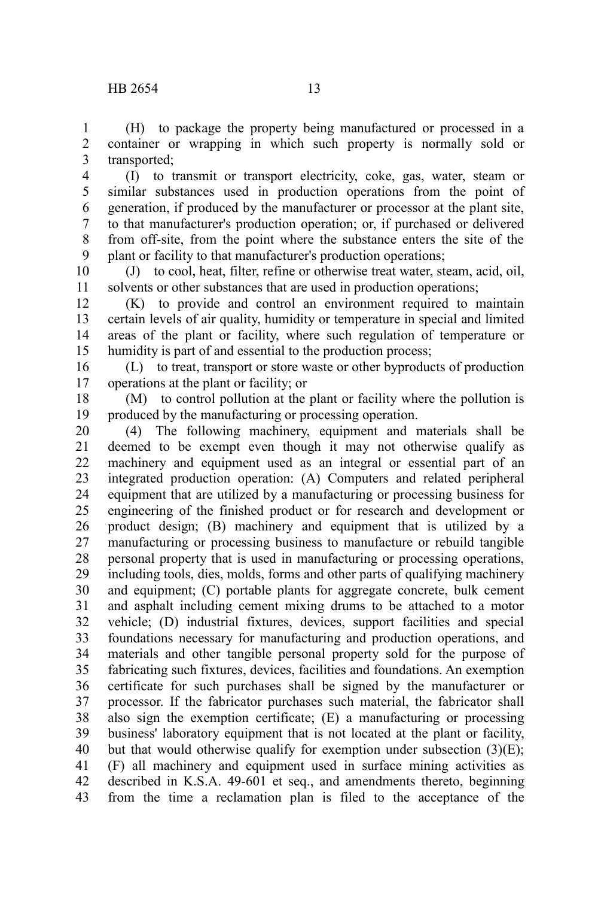(H) to package the property being manufactured or processed in a container or wrapping in which such property is normally sold or transported;

(I) to transmit or transport electricity, coke, gas, water, steam or similar substances used in production operations from the point of generation, if produced by the manufacturer or processor at the plant site, to that manufacturer's production operation; or, if purchased or delivered from off-site, from the point where the substance enters the site of the plant or facility to that manufacturer's production operations;

(J) to cool, heat, filter, refine or otherwise treat water, steam, acid, oil, solvents or other substances that are used in production operations;

(K) to provide and control an environment required to maintain certain levels of air quality, humidity or temperature in special and limited areas of the plant or facility, where such regulation of temperature or humidity is part of and essential to the production process;

(L) to treat, transport or store waste or other byproducts of production operations at the plant or facility; or

(M) to control pollution at the plant or facility where the pollution is produced by the manufacturing or processing operation.

(4) The following machinery, equipment and materials shall be deemed to be exempt even though it may not otherwise qualify as machinery and equipment used as an integral or essential part of an integrated production operation: (A) Computers and related peripheral equipment that are utilized by a manufacturing or processing business for engineering of the finished product or for research and development or product design; (B) machinery and equipment that is utilized by a manufacturing or processing business to manufacture or rebuild tangible personal property that is used in manufacturing or processing operations, including tools, dies, molds, forms and other parts of qualifying machinery and equipment; (C) portable plants for aggregate concrete, bulk cement and asphalt including cement mixing drums to be attached to a motor vehicle; (D) industrial fixtures, devices, support facilities and special foundations necessary for manufacturing and production operations, and materials and other tangible personal property sold for the purpose of fabricating such fixtures, devices, facilities and foundations. An exemption certificate for such purchases shall be signed by the manufacturer or processor. If the fabricator purchases such material, the fabricator shall also sign the exemption certificate; (E) a manufacturing or processing business' laboratory equipment that is not located at the plant or facility, but that would otherwise qualify for exemption under subsection (3)(E); (F) all machinery and equipment used in surface mining activities as described in K.S.A. 49-601 et seq., and amendments thereto, beginning from the time a reclamation plan is filed to the acceptance of the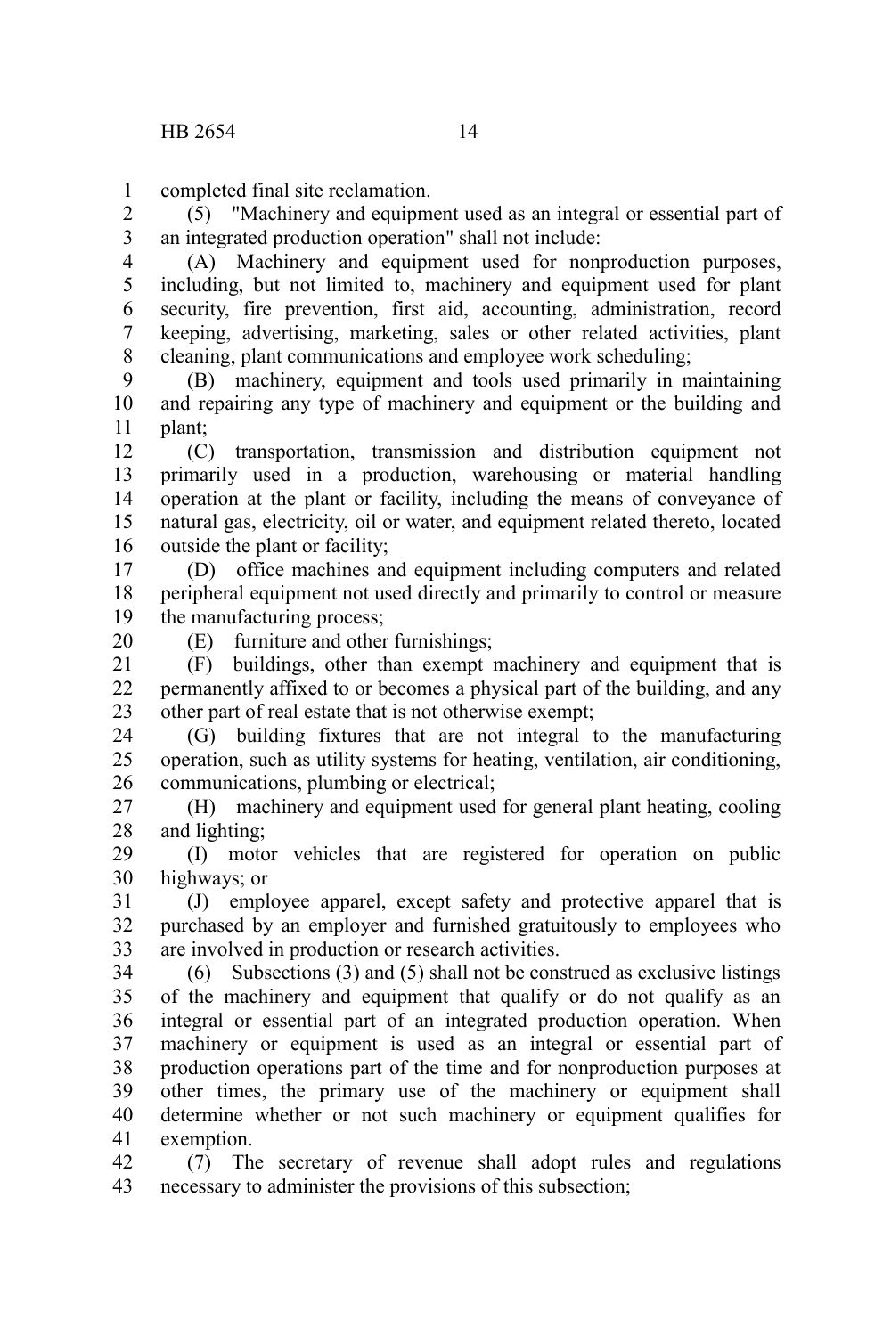completed final site reclamation.

(5) "Machinery and equipment used as an integral or essential part of an integrated production operation" shall not include:

(A) Machinery and equipment used for nonproduction purposes, including, but not limited to, machinery and equipment used for plant security, fire prevention, first aid, accounting, administration, record keeping, advertising, marketing, sales or other related activities, plant cleaning, plant communications and employee work scheduling;

(B) machinery, equipment and tools used primarily in maintaining and repairing any type of machinery and equipment or the building and plant;

(C) transportation, transmission and distribution equipment not primarily used in a production, warehousing or material handling operation at the plant or facility, including the means of conveyance of natural gas, electricity, oil or water, and equipment related thereto, located outside the plant or facility;

(D) office machines and equipment including computers and related peripheral equipment not used directly and primarily to control or measure the manufacturing process;

(E) furniture and other furnishings;

(F) buildings, other than exempt machinery and equipment that is permanently affixed to or becomes a physical part of the building, and any other part of real estate that is not otherwise exempt;

(G) building fixtures that are not integral to the manufacturing operation, such as utility systems for heating, ventilation, air conditioning, communications, plumbing or electrical;

(H) machinery and equipment used for general plant heating, cooling and lighting;

(I) motor vehicles that are registered for operation on public highways; or

(J) employee apparel, except safety and protective apparel that is purchased by an employer and furnished gratuitously to employees who are involved in production or research activities.

(6) Subsections (3) and (5) shall not be construed as exclusive listings of the machinery and equipment that qualify or do not qualify as an integral or essential part of an integrated production operation. When machinery or equipment is used as an integral or essential part of production operations part of the time and for nonproduction purposes at other times, the primary use of the machinery or equipment shall determine whether or not such machinery or equipment qualifies for exemption.

(7) The secretary of revenue shall adopt rules and regulations necessary to administer the provisions of this subsection;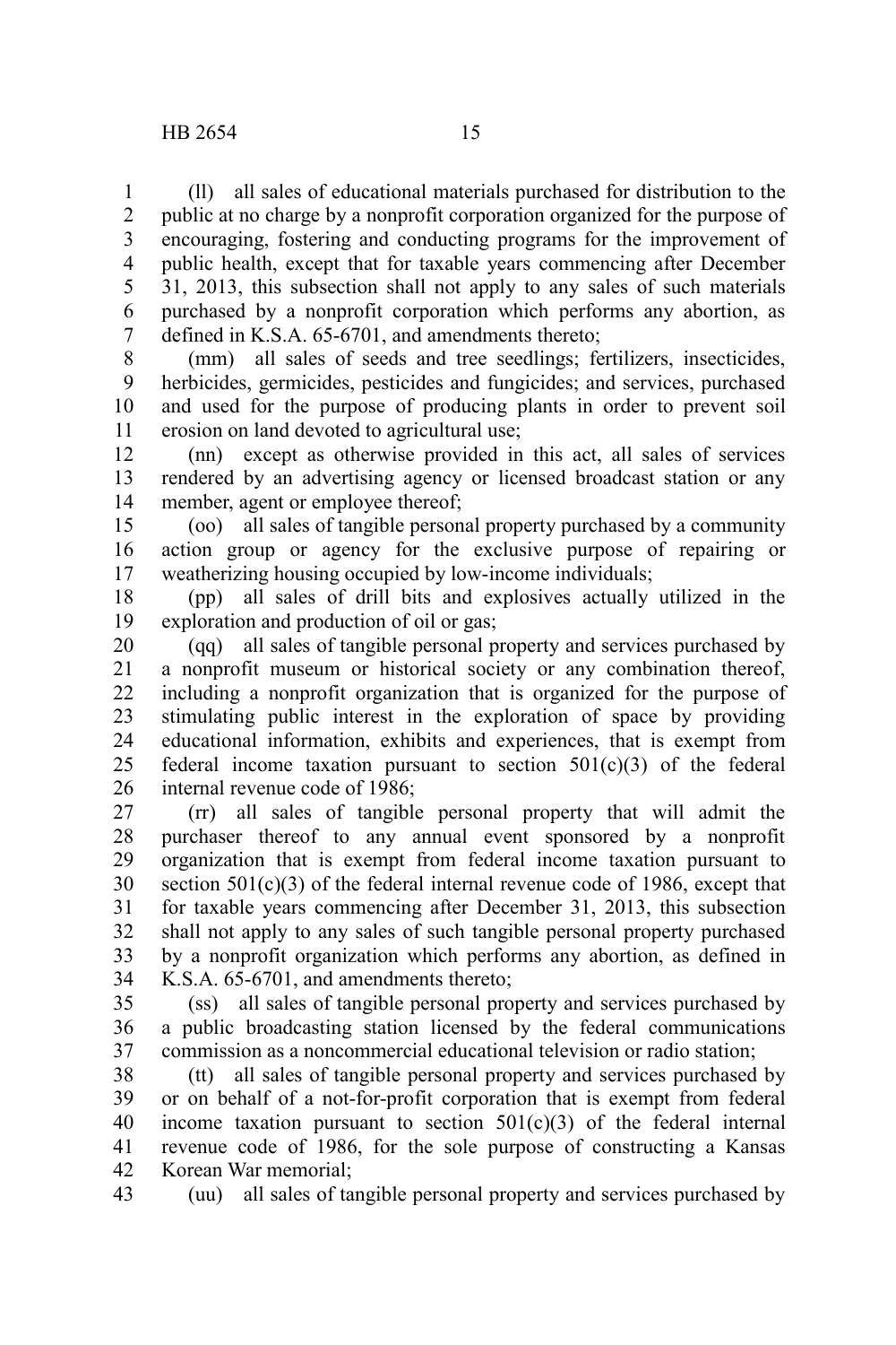(ll) all sales of educational materials purchased for distribution to the public at no charge by a nonprofit corporation organized for the purpose of encouraging, fostering and conducting programs for the improvement of public health, except that for taxable years commencing after December 31, 2013, this subsection shall not apply to any sales of such materials purchased by a nonprofit corporation which performs any abortion, as defined in K.S.A. 65-6701, and amendments thereto;

(mm) all sales of seeds and tree seedlings; fertilizers, insecticides, herbicides, germicides, pesticides and fungicides; and services, purchased and used for the purpose of producing plants in order to prevent soil erosion on land devoted to agricultural use;

(nn) except as otherwise provided in this act, all sales of services rendered by an advertising agency or licensed broadcast station or any member, agent or employee thereof;

(oo) all sales of tangible personal property purchased by a community action group or agency for the exclusive purpose of repairing or weatherizing housing occupied by low-income individuals;

(pp) all sales of drill bits and explosives actually utilized in the exploration and production of oil or gas;

(qq) all sales of tangible personal property and services purchased by a nonprofit museum or historical society or any combination thereof, including a nonprofit organization that is organized for the purpose of stimulating public interest in the exploration of space by providing educational information, exhibits and experiences, that is exempt from federal income taxation pursuant to section 501(c)(3) of the federal internal revenue code of 1986;

(rr) all sales of tangible personal property that will admit the purchaser thereof to any annual event sponsored by a nonprofit organization that is exempt from federal income taxation pursuant to section 501(c)(3) of the federal internal revenue code of 1986, except that for taxable years commencing after December 31, 2013, this subsection shall not apply to any sales of such tangible personal property purchased by a nonprofit organization which performs any abortion, as defined in K.S.A. 65-6701, and amendments thereto;

(ss) all sales of tangible personal property and services purchased by a public broadcasting station licensed by the federal communications commission as a noncommercial educational television or radio station;

(tt) all sales of tangible personal property and services purchased by or on behalf of a not-for-profit corporation that is exempt from federal income taxation pursuant to section 501(c)(3) of the federal internal revenue code of 1986, for the sole purpose of constructing a Kansas Korean War memorial;

(uu) all sales of tangible personal property and services purchased by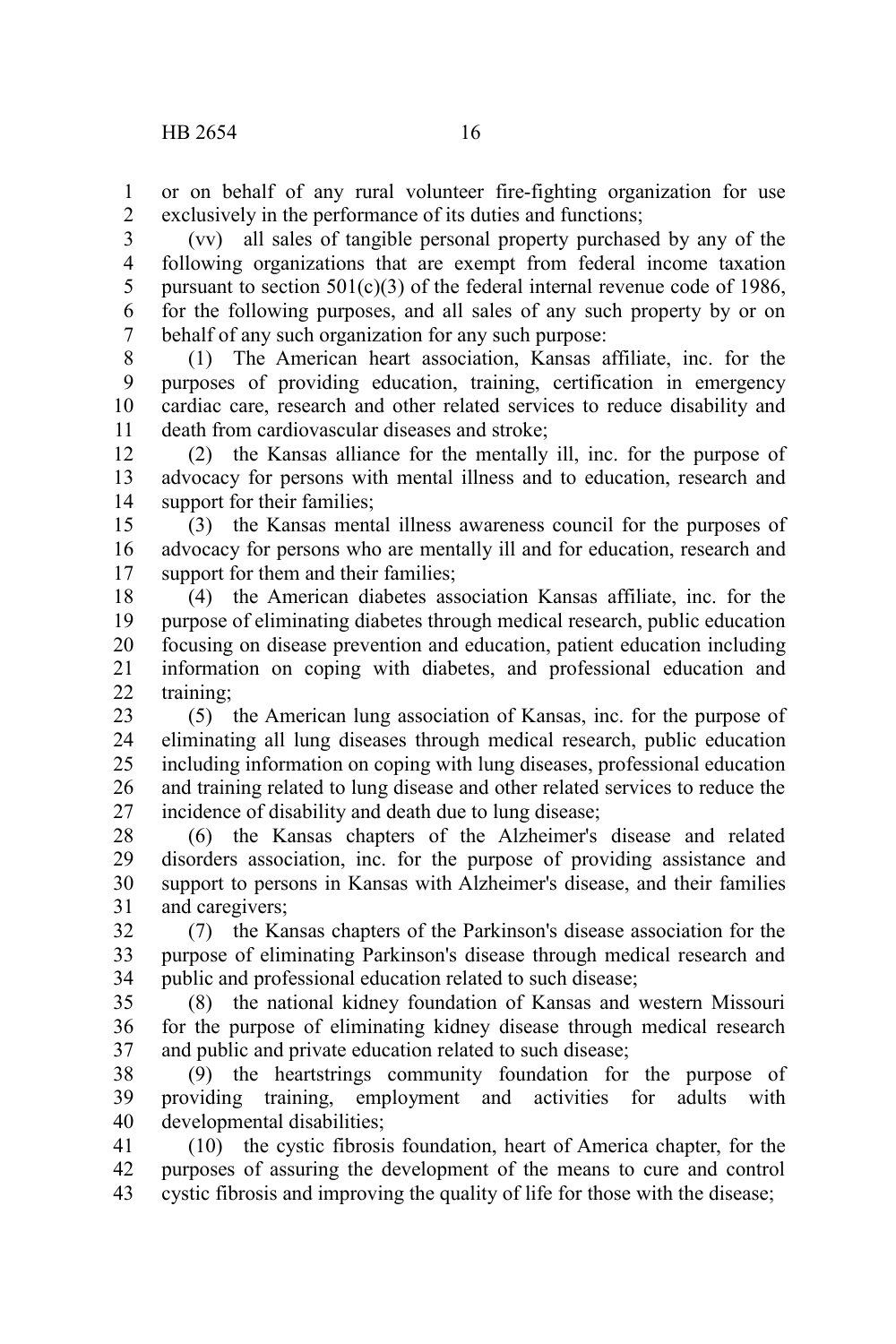or on behalf of any rural volunteer fire-fighting organization for use exclusively in the performance of its duties and functions;

(vv) all sales of tangible personal property purchased by any of the following organizations that are exempt from federal income taxation pursuant to section 501(c)(3) of the federal internal revenue code of 1986, for the following purposes, and all sales of any such property by or on behalf of any such organization for any such purpose:

(1) The American heart association, Kansas affiliate, inc. for the purposes of providing education, training, certification in emergency cardiac care, research and other related services to reduce disability and death from cardiovascular diseases and stroke;

(2) the Kansas alliance for the mentally ill, inc. for the purpose of advocacy for persons with mental illness and to education, research and support for their families;

(3) the Kansas mental illness awareness council for the purposes of advocacy for persons who are mentally ill and for education, research and support for them and their families;

(4) the American diabetes association Kansas affiliate, inc. for the purpose of eliminating diabetes through medical research, public education focusing on disease prevention and education, patient education including information on coping with diabetes, and professional education and training;

(5) the American lung association of Kansas, inc. for the purpose of eliminating all lung diseases through medical research, public education including information on coping with lung diseases, professional education and training related to lung disease and other related services to reduce the incidence of disability and death due to lung disease;

(6) the Kansas chapters of the Alzheimer's disease and related disorders association, inc. for the purpose of providing assistance and support to persons in Kansas with Alzheimer's disease, and their families and caregivers;

(7) the Kansas chapters of the Parkinson's disease association for the purpose of eliminating Parkinson's disease through medical research and public and professional education related to such disease;

(8) the national kidney foundation of Kansas and western Missouri for the purpose of eliminating kidney disease through medical research and public and private education related to such disease;

(9) the heartstrings community foundation for the purpose of providing training, employment and activities for adults with developmental disabilities;

(10) the cystic fibrosis foundation, heart of America chapter, for the purposes of assuring the development of the means to cure and control cystic fibrosis and improving the quality of life for those with the disease;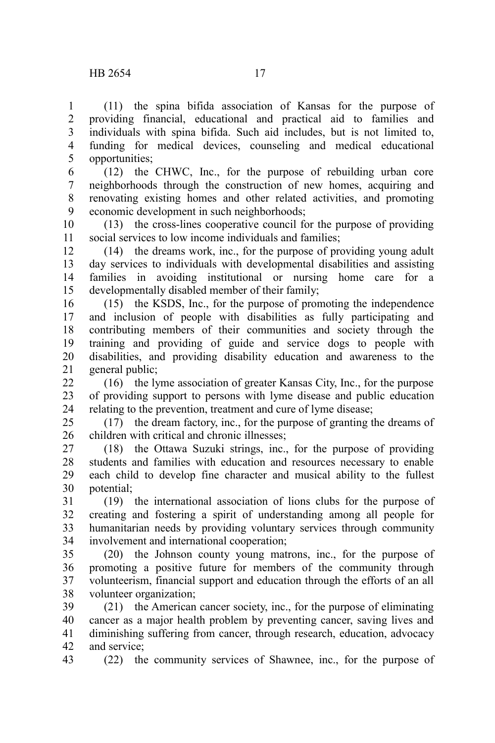(11) the spina bifida association of Kansas for the purpose of providing financial, educational and practical aid to families and individuals with spina bifida. Such aid includes, but is not limited to, funding for medical devices, counseling and medical educational opportunities;

(12) the CHWC, Inc., for the purpose of rebuilding urban core neighborhoods through the construction of new homes, acquiring and renovating existing homes and other related activities, and promoting economic development in such neighborhoods;

(13) the cross-lines cooperative council for the purpose of providing social services to low income individuals and families;

(14) the dreams work, inc., for the purpose of providing young adult day services to individuals with developmental disabilities and assisting families in avoiding institutional or nursing home care for a developmentally disabled member of their family;

(15) the KSDS, Inc., for the purpose of promoting the independence and inclusion of people with disabilities as fully participating and contributing members of their communities and society through the training and providing of guide and service dogs to people with disabilities, and providing disability education and awareness to the general public;

(16) the lyme association of greater Kansas City, Inc., for the purpose of providing support to persons with lyme disease and public education relating to the prevention, treatment and cure of lyme disease;

(17) the dream factory, inc., for the purpose of granting the dreams of children with critical and chronic illnesses;

(18) the Ottawa Suzuki strings, inc., for the purpose of providing students and families with education and resources necessary to enable each child to develop fine character and musical ability to the fullest potential;

(19) the international association of lions clubs for the purpose of creating and fostering a spirit of understanding among all people for humanitarian needs by providing voluntary services through community involvement and international cooperation;

(20) the Johnson county young matrons, inc., for the purpose of promoting a positive future for members of the community through volunteerism, financial support and education through the efforts of an all volunteer organization;

(21) the American cancer society, inc., for the purpose of eliminating cancer as a major health problem by preventing cancer, saving lives and diminishing suffering from cancer, through research, education, advocacy and service;

(22) the community services of Shawnee, inc., for the purpose of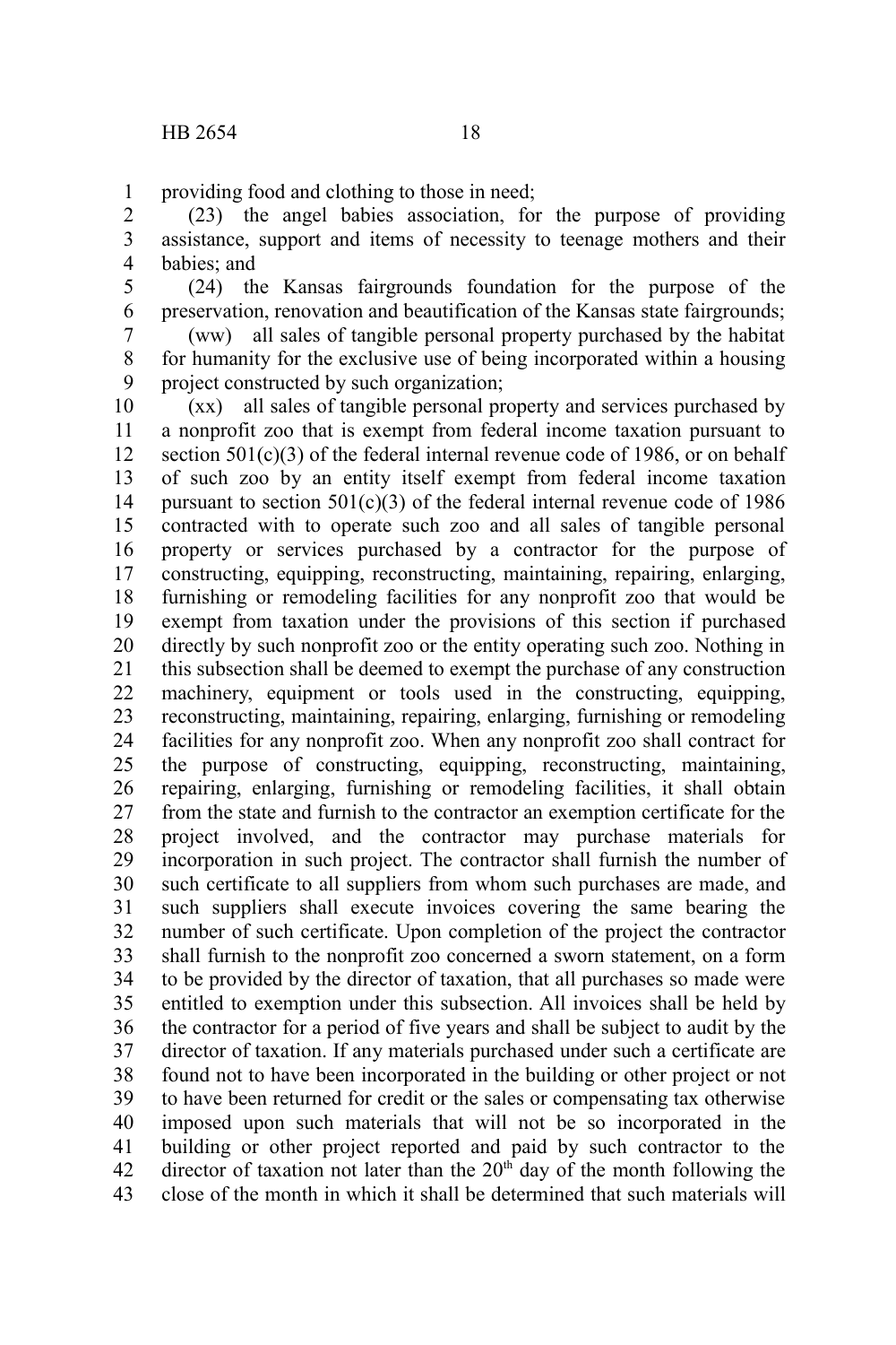providing food and clothing to those in need;

(23) the angel babies association, for the purpose of providing assistance, support and items of necessity to teenage mothers and their babies; and

(24) the Kansas fairgrounds foundation for the purpose of the preservation, renovation and beautification of the Kansas state fairgrounds;

(ww) all sales of tangible personal property purchased by the habitat for humanity for the exclusive use of being incorporated within a housing project constructed by such organization;

(xx) all sales of tangible personal property and services purchased by a nonprofit zoo that is exempt from federal income taxation pursuant to section 501(c)(3) of the federal internal revenue code of 1986, or on behalf of such zoo by an entity itself exempt from federal income taxation pursuant to section 501(c)(3) of the federal internal revenue code of 1986 contracted with to operate such zoo and all sales of tangible personal property or services purchased by a contractor for the purpose of constructing, equipping, reconstructing, maintaining, repairing, enlarging, furnishing or remodeling facilities for any nonprofit zoo that would be exempt from taxation under the provisions of this section if purchased directly by such nonprofit zoo or the entity operating such zoo. Nothing in this subsection shall be deemed to exempt the purchase of any construction machinery, equipment or tools used in the constructing, equipping, reconstructing, maintaining, repairing, enlarging, furnishing or remodeling facilities for any nonprofit zoo. When any nonprofit zoo shall contract for the purpose of constructing, equipping, reconstructing, maintaining, repairing, enlarging, furnishing or remodeling facilities, it shall obtain from the state and furnish to the contractor an exemption certificate for the project involved, and the contractor may purchase materials for incorporation in such project. The contractor shall furnish the number of such certificate to all suppliers from whom such purchases are made, and such suppliers shall execute invoices covering the same bearing the number of such certificate. Upon completion of the project the contractor shall furnish to the nonprofit zoo concerned a sworn statement, on a form to be provided by the director of taxation, that all purchases so made were entitled to exemption under this subsection. All invoices shall be held by the contractor for a period of five years and shall be subject to audit by the director of taxation. If any materials purchased under such a certificate are found not to have been incorporated in the building or other project or not to have been returned for credit or the sales or compensating tax otherwise imposed upon such materials that will not be so incorporated in the building or other project reported and paid by such contractor to the director of taxation not later than the 20th day of the month following the close of the month in which it shall be determined that such materials will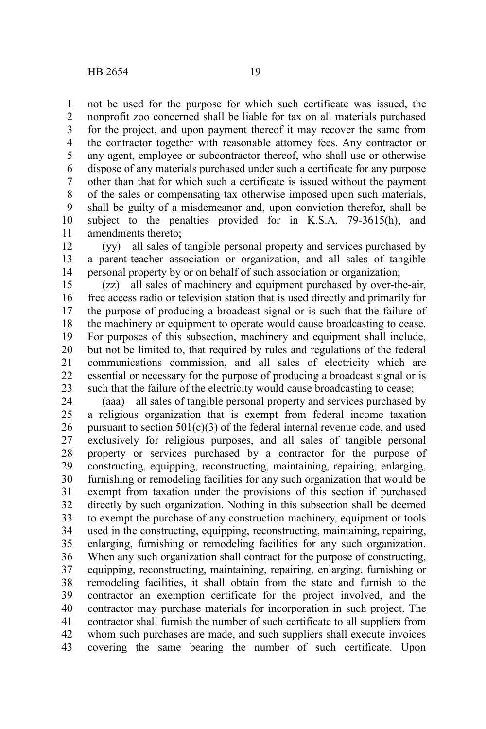not be used for the purpose for which such certificate was issued, the nonprofit zoo concerned shall be liable for tax on all materials purchased for the project, and upon payment thereof it may recover the same from the contractor together with reasonable attorney fees. Any contractor or any agent, employee or subcontractor thereof, who shall use or otherwise dispose of any materials purchased under such a certificate for any purpose other than that for which such a certificate is issued without the payment of the sales or compensating tax otherwise imposed upon such materials, shall be guilty of a misdemeanor and, upon conviction therefor, shall be subject to the penalties provided for in K.S.A. 79-3615(h), and amendments thereto;

(yy) all sales of tangible personal property and services purchased by a parent-teacher association or organization, and all sales of tangible personal property by or on behalf of such association or organization;

(zz) all sales of machinery and equipment purchased by over-the-air, free access radio or television station that is used directly and primarily for the purpose of producing a broadcast signal or is such that the failure of the machinery or equipment to operate would cause broadcasting to cease. For purposes of this subsection, machinery and equipment shall include, but not be limited to, that required by rules and regulations of the federal communications commission, and all sales of electricity which are essential or necessary for the purpose of producing a broadcast signal or is such that the failure of the electricity would cause broadcasting to cease;

(aaa) all sales of tangible personal property and services purchased by a religious organization that is exempt from federal income taxation pursuant to section 501(c)(3) of the federal internal revenue code, and used exclusively for religious purposes, and all sales of tangible personal property or services purchased by a contractor for the purpose of constructing, equipping, reconstructing, maintaining, repairing, enlarging, furnishing or remodeling facilities for any such organization that would be exempt from taxation under the provisions of this section if purchased directly by such organization. Nothing in this subsection shall be deemed to exempt the purchase of any construction machinery, equipment or tools used in the constructing, equipping, reconstructing, maintaining, repairing, enlarging, furnishing or remodeling facilities for any such organization. When any such organization shall contract for the purpose of constructing, equipping, reconstructing, maintaining, repairing, enlarging, furnishing or remodeling facilities, it shall obtain from the state and furnish to the contractor an exemption certificate for the project involved, and the contractor may purchase materials for incorporation in such project. The contractor shall furnish the number of such certificate to all suppliers from whom such purchases are made, and such suppliers shall execute invoices covering the same bearing the number of such certificate. Upon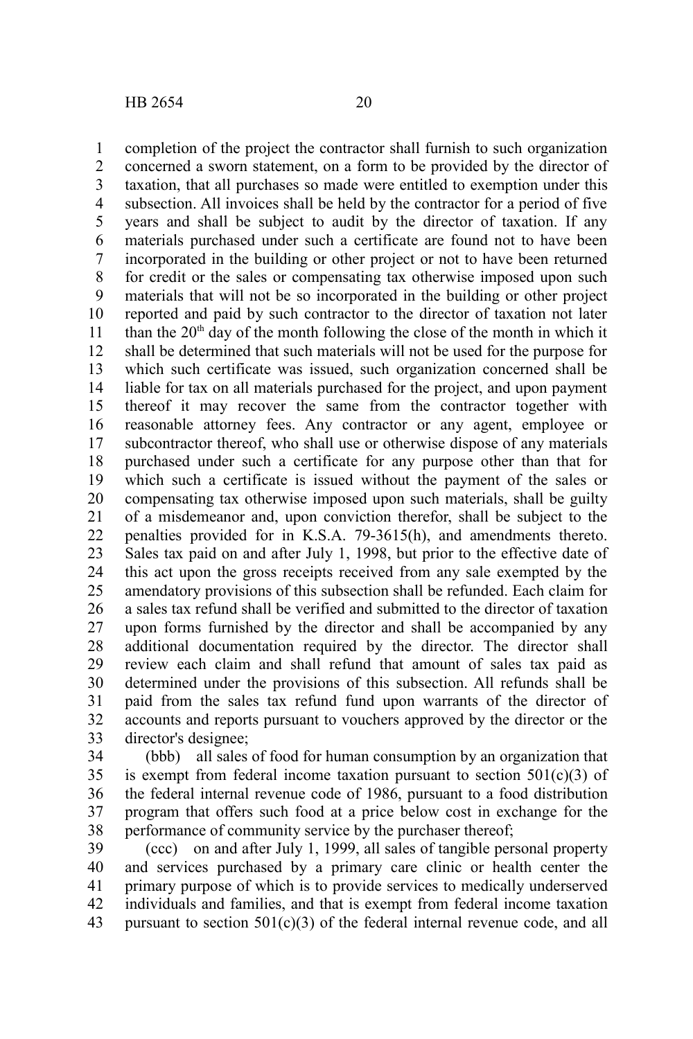completion of the project the contractor shall furnish to such organization concerned a sworn statement, on a form to be provided by the director of taxation, that all purchases so made were entitled to exemption under this subsection. All invoices shall be held by the contractor for a period of five years and shall be subject to audit by the director of taxation. If any materials purchased under such a certificate are found not to have been incorporated in the building or other project or not to have been returned for credit or the sales or compensating tax otherwise imposed upon such materials that will not be so incorporated in the building or other project reported and paid by such contractor to the director of taxation not later than the 20th day of the month following the close of the month in which it shall be determined that such materials will not be used for the purpose for which such certificate was issued, such organization concerned shall be liable for tax on all materials purchased for the project, and upon payment thereof it may recover the same from the contractor together with reasonable attorney fees. Any contractor or any agent, employee or subcontractor thereof, who shall use or otherwise dispose of any materials purchased under such a certificate for any purpose other than that for which such a certificate is issued without the payment of the sales or compensating tax otherwise imposed upon such materials, shall be guilty of a misdemeanor and, upon conviction therefor, shall be subject to the penalties provided for in K.S.A. 79-3615(h), and amendments thereto. Sales tax paid on and after July 1, 1998, but prior to the effective date of this act upon the gross receipts received from any sale exempted by the amendatory provisions of this subsection shall be refunded. Each claim for a sales tax refund shall be verified and submitted to the director of taxation upon forms furnished by the director and shall be accompanied by any additional documentation required by the director. The director shall review each claim and shall refund that amount of sales tax paid as determined under the provisions of this subsection. All refunds shall be paid from the sales tax refund fund upon warrants of the director of accounts and reports pursuant to vouchers approved by the director or the director's designee;

(bbb) all sales of food for human consumption by an organization that is exempt from federal income taxation pursuant to section 501(c)(3) of the federal internal revenue code of 1986, pursuant to a food distribution program that offers such food at a price below cost in exchange for the performance of community service by the purchaser thereof;

(ccc) on and after July 1, 1999, all sales of tangible personal property and services purchased by a primary care clinic or health center the primary purpose of which is to provide services to medically underserved individuals and families, and that is exempt from federal income taxation pursuant to section 501(c)(3) of the federal internal revenue code, and all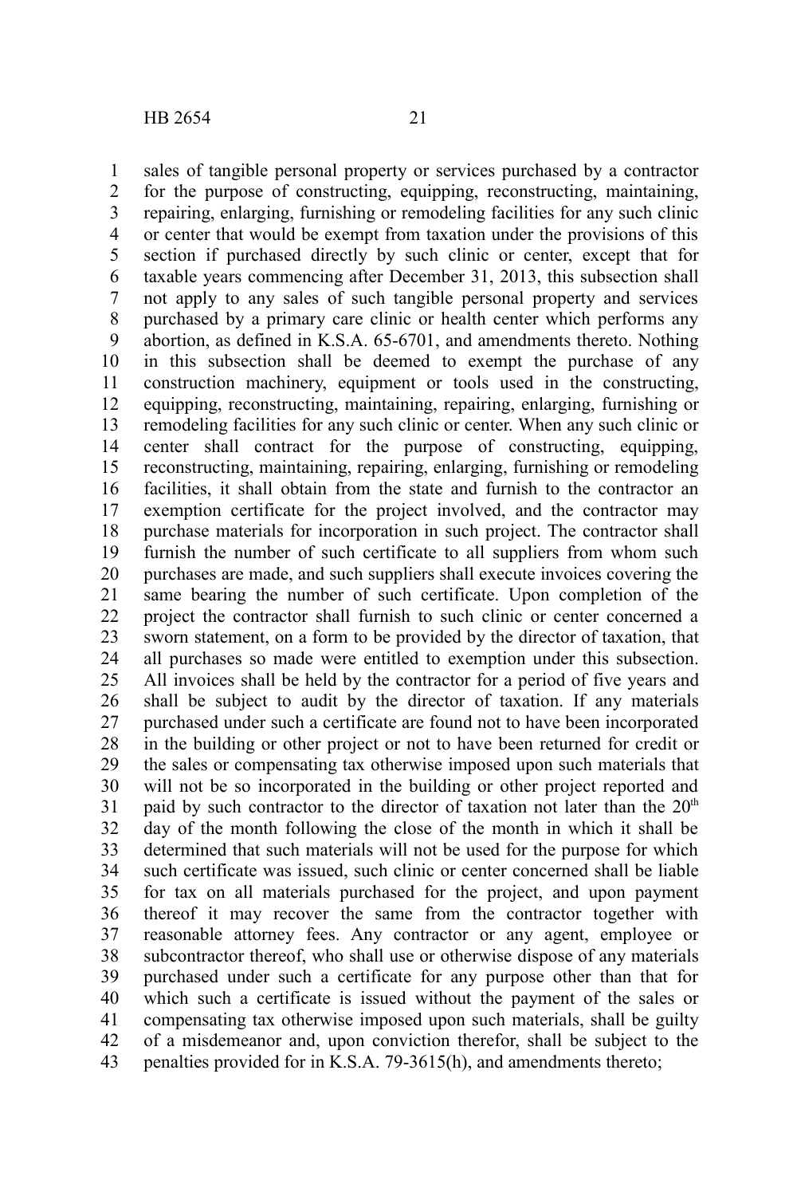sales of tangible personal property or services purchased by a contractor for the purpose of constructing, equipping, reconstructing, maintaining, repairing, enlarging, furnishing or remodeling facilities for any such clinic or center that would be exempt from taxation under the provisions of this section if purchased directly by such clinic or center, except that for taxable years commencing after December 31, 2013, this subsection shall not apply to any sales of such tangible personal property and services purchased by a primary care clinic or health center which performs any abortion, as defined in K.S.A. 65-6701, and amendments thereto. Nothing in this subsection shall be deemed to exempt the purchase of any construction machinery, equipment or tools used in the constructing, equipping, reconstructing, maintaining, repairing, enlarging, furnishing or remodeling facilities for any such clinic or center. When any such clinic or center shall contract for the purpose of constructing, equipping, reconstructing, maintaining, repairing, enlarging, furnishing or remodeling facilities, it shall obtain from the state and furnish to the contractor an exemption certificate for the project involved, and the contractor may purchase materials for incorporation in such project. The contractor shall furnish the number of such certificate to all suppliers from whom such purchases are made, and such suppliers shall execute invoices covering the same bearing the number of such certificate. Upon completion of the project the contractor shall furnish to such clinic or center concerned a sworn statement, on a form to be provided by the director of taxation, that all purchases so made were entitled to exemption under this subsection. All invoices shall be held by the contractor for a period of five years and shall be subject to audit by the director of taxation. If any materials purchased under such a certificate are found not to have been incorporated in the building or other project or not to have been returned for credit or the sales or compensating tax otherwise imposed upon such materials that will not be so incorporated in the building or other project reported and paid by such contractor to the director of taxation not later than the 20th day of the month following the close of the month in which it shall be determined that such materials will not be used for the purpose for which such certificate was issued, such clinic or center concerned shall be liable for tax on all materials purchased for the project, and upon payment thereof it may recover the same from the contractor together with reasonable attorney fees. Any contractor or any agent, employee or subcontractor thereof, who shall use or otherwise dispose of any materials purchased under such a certificate for any purpose other than that for which such a certificate is issued without the payment of the sales or compensating tax otherwise imposed upon such materials, shall be guilty of a misdemeanor and, upon conviction therefor, shall be subject to the penalties provided for in K.S.A. 79-3615(h), and amendments thereto;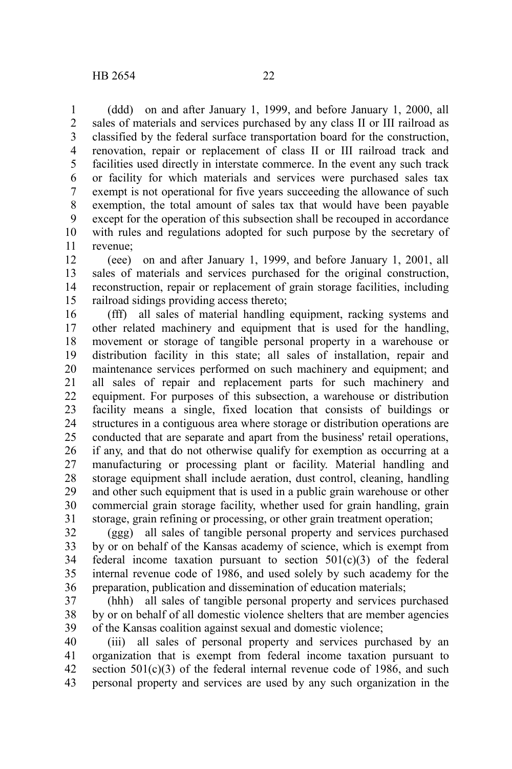(ddd) on and after January 1, 1999, and before January 1, 2000, all sales of materials and services purchased by any class II or III railroad as classified by the federal surface transportation board for the construction, renovation, repair or replacement of class II or III railroad track and facilities used directly in interstate commerce. In the event any such track or facility for which materials and services were purchased sales tax exempt is not operational for five years succeeding the allowance of such exemption, the total amount of sales tax that would have been payable except for the operation of this subsection shall be recouped in accordance with rules and regulations adopted for such purpose by the secretary of revenue;

(eee) on and after January 1, 1999, and before January 1, 2001, all sales of materials and services purchased for the original construction, reconstruction, repair or replacement of grain storage facilities, including railroad sidings providing access thereto;

(fff) all sales of material handling equipment, racking systems and other related machinery and equipment that is used for the handling, movement or storage of tangible personal property in a warehouse or distribution facility in this state; all sales of installation, repair and maintenance services performed on such machinery and equipment; and all sales of repair and replacement parts for such machinery and equipment. For purposes of this subsection, a warehouse or distribution facility means a single, fixed location that consists of buildings or structures in a contiguous area where storage or distribution operations are conducted that are separate and apart from the business' retail operations, if any, and that do not otherwise qualify for exemption as occurring at a manufacturing or processing plant or facility. Material handling and storage equipment shall include aeration, dust control, cleaning, handling and other such equipment that is used in a public grain warehouse or other commercial grain storage facility, whether used for grain handling, grain storage, grain refining or processing, or other grain treatment operation;

(ggg) all sales of tangible personal property and services purchased by or on behalf of the Kansas academy of science, which is exempt from federal income taxation pursuant to section 501(c)(3) of the federal internal revenue code of 1986, and used solely by such academy for the preparation, publication and dissemination of education materials;

(hhh) all sales of tangible personal property and services purchased by or on behalf of all domestic violence shelters that are member agencies of the Kansas coalition against sexual and domestic violence;

(iii) all sales of personal property and services purchased by an organization that is exempt from federal income taxation pursuant to section 501(c)(3) of the federal internal revenue code of 1986, and such personal property and services are used by any such organization in the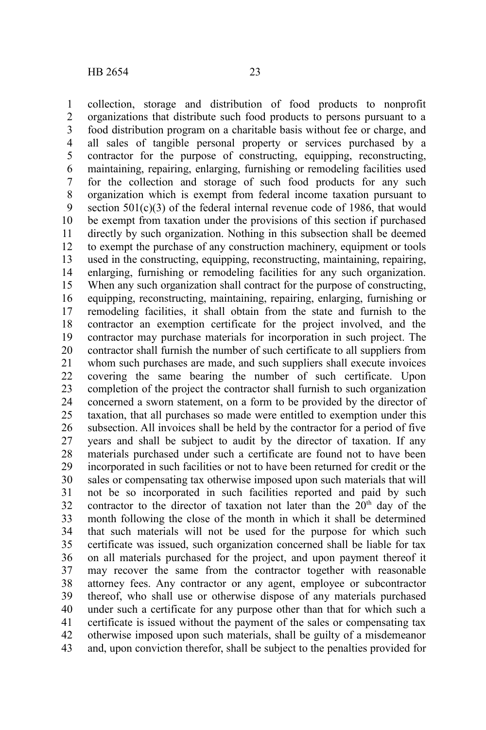collection, storage and distribution of food products to nonprofit organizations that distribute such food products to persons pursuant to a food distribution program on a charitable basis without fee or charge, and all sales of tangible personal property or services purchased by a contractor for the purpose of constructing, equipping, reconstructing, maintaining, repairing, enlarging, furnishing or remodeling facilities used for the collection and storage of such food products for any such organization which is exempt from federal income taxation pursuant to section 501(c)(3) of the federal internal revenue code of 1986, that would be exempt from taxation under the provisions of this section if purchased directly by such organization. Nothing in this subsection shall be deemed to exempt the purchase of any construction machinery, equipment or tools used in the constructing, equipping, reconstructing, maintaining, repairing, enlarging, furnishing or remodeling facilities for any such organization. When any such organization shall contract for the purpose of constructing, equipping, reconstructing, maintaining, repairing, enlarging, furnishing or remodeling facilities, it shall obtain from the state and furnish to the contractor an exemption certificate for the project involved, and the contractor may purchase materials for incorporation in such project. The contractor shall furnish the number of such certificate to all suppliers from whom such purchases are made, and such suppliers shall execute invoices covering the same bearing the number of such certificate. Upon completion of the project the contractor shall furnish to such organization concerned a sworn statement, on a form to be provided by the director of taxation, that all purchases so made were entitled to exemption under this subsection. All invoices shall be held by the contractor for a period of five years and shall be subject to audit by the director of taxation. If any materials purchased under such a certificate are found not to have been incorporated in such facilities or not to have been returned for credit or the sales or compensating tax otherwise imposed upon such materials that will not be so incorporated in such facilities reported and paid by such contractor to the director of taxation not later than the 20th day of the month following the close of the month in which it shall be determined that such materials will not be used for the purpose for which such certificate was issued, such organization concerned shall be liable for tax on all materials purchased for the project, and upon payment thereof it may recover the same from the contractor together with reasonable attorney fees. Any contractor or any agent, employee or subcontractor thereof, who shall use or otherwise dispose of any materials purchased under such a certificate for any purpose other than that for which such a certificate is issued without the payment of the sales or compensating tax otherwise imposed upon such materials, shall be guilty of a misdemeanor and, upon conviction therefor, shall be subject to the penalties provided for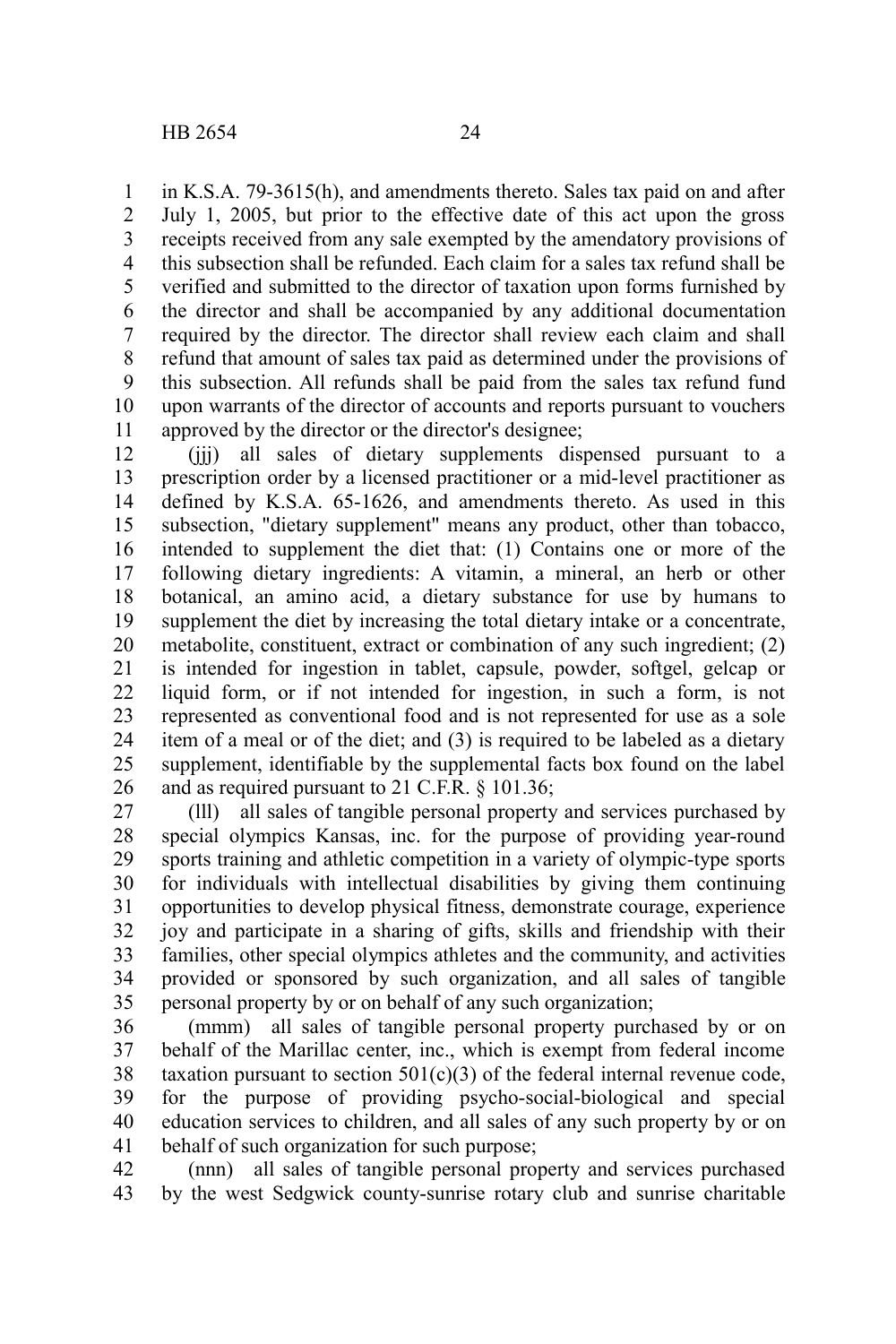in K.S.A. 79-3615(h), and amendments thereto. Sales tax paid on and after July 1, 2005, but prior to the effective date of this act upon the gross receipts received from any sale exempted by the amendatory provisions of this subsection shall be refunded. Each claim for a sales tax refund shall be verified and submitted to the director of taxation upon forms furnished by the director and shall be accompanied by any additional documentation required by the director. The director shall review each claim and shall refund that amount of sales tax paid as determined under the provisions of this subsection. All refunds shall be paid from the sales tax refund fund upon warrants of the director of accounts and reports pursuant to vouchers approved by the director or the director's designee;

(jjj) all sales of dietary supplements dispensed pursuant to a prescription order by a licensed practitioner or a mid-level practitioner as defined by K.S.A. 65-1626, and amendments thereto. As used in this subsection, "dietary supplement" means any product, other than tobacco, intended to supplement the diet that: (1) Contains one or more of the following dietary ingredients: A vitamin, a mineral, an herb or other botanical, an amino acid, a dietary substance for use by humans to supplement the diet by increasing the total dietary intake or a concentrate, metabolite, constituent, extract or combination of any such ingredient; (2) is intended for ingestion in tablet, capsule, powder, softgel, gelcap or liquid form, or if not intended for ingestion, in such a form, is not represented as conventional food and is not represented for use as a sole item of a meal or of the diet; and (3) is required to be labeled as a dietary supplement, identifiable by the supplemental facts box found on the label and as required pursuant to 21 C.F.R. § 101.36;

(lll) all sales of tangible personal property and services purchased by special olympics Kansas, inc. for the purpose of providing year-round sports training and athletic competition in a variety of olympic-type sports for individuals with intellectual disabilities by giving them continuing opportunities to develop physical fitness, demonstrate courage, experience joy and participate in a sharing of gifts, skills and friendship with their families, other special olympics athletes and the community, and activities provided or sponsored by such organization, and all sales of tangible personal property by or on behalf of any such organization;

(mmm) all sales of tangible personal property purchased by or on behalf of the Marillac center, inc., which is exempt from federal income taxation pursuant to section 501(c)(3) of the federal internal revenue code, for the purpose of providing psycho-social-biological and special education services to children, and all sales of any such property by or on behalf of such organization for such purpose;

(nnn) all sales of tangible personal property and services purchased by the west Sedgwick county-sunrise rotary club and sunrise charitable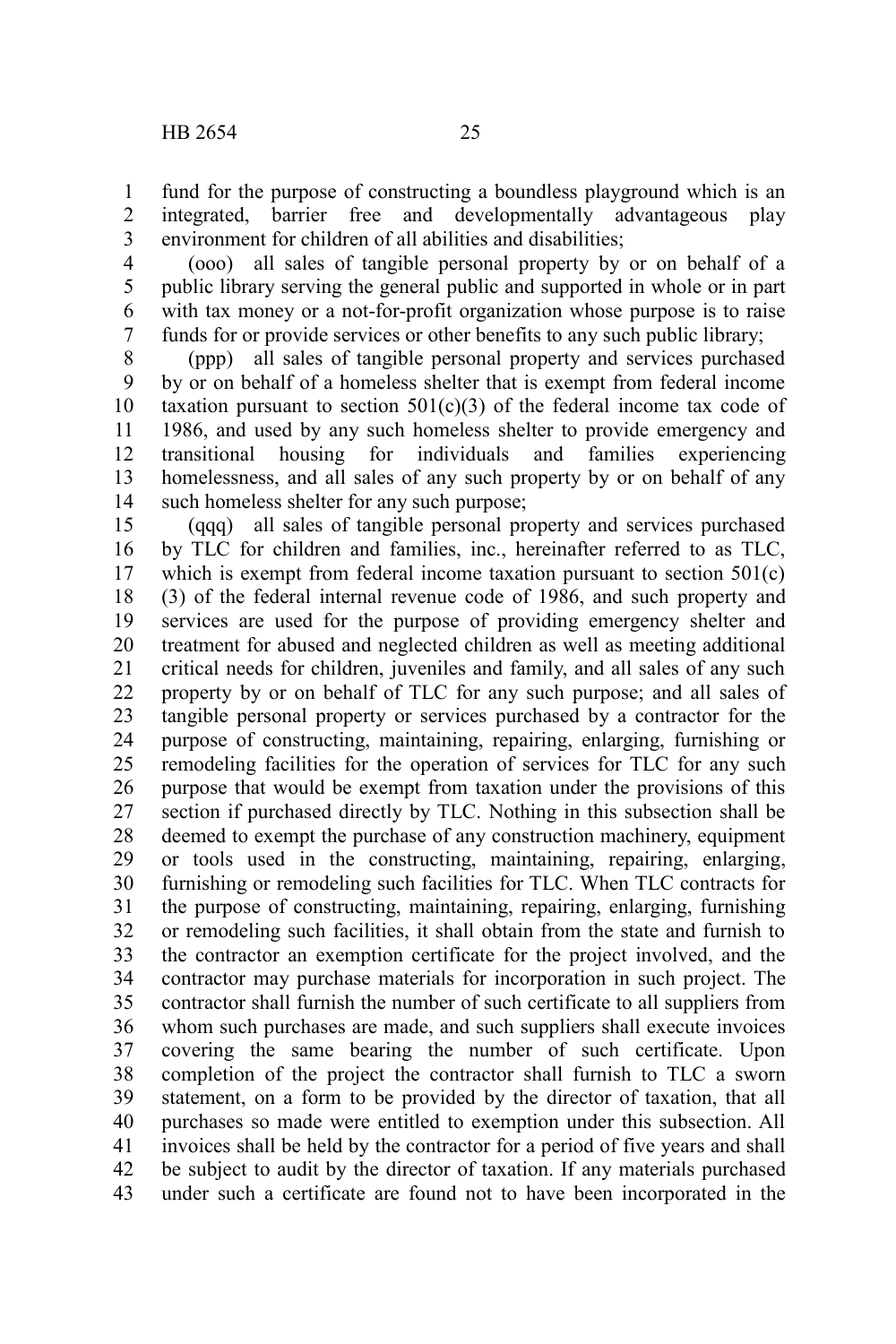fund for the purpose of constructing a boundless playground which is an integrated, barrier free and developmentally advantageous play environment for children of all abilities and disabilities;

(ooo) all sales of tangible personal property by or on behalf of a public library serving the general public and supported in whole or in part with tax money or a not-for-profit organization whose purpose is to raise funds for or provide services or other benefits to any such public library;

(ppp) all sales of tangible personal property and services purchased by or on behalf of a homeless shelter that is exempt from federal income taxation pursuant to section 501(c)(3) of the federal income tax code of 1986, and used by any such homeless shelter to provide emergency and transitional housing for individuals and families experiencing homelessness, and all sales of any such property by or on behalf of any such homeless shelter for any such purpose;

(qqq) all sales of tangible personal property and services purchased by TLC for children and families, inc., hereinafter referred to as TLC, which is exempt from federal income taxation pursuant to section 501(c)(3) of the federal internal revenue code of 1986, and such property and services are used for the purpose of providing emergency shelter and treatment for abused and neglected children as well as meeting additional critical needs for children, juveniles and family, and all sales of any such property by or on behalf of TLC for any such purpose; and all sales of tangible personal property or services purchased by a contractor for the purpose of constructing, maintaining, repairing, enlarging, furnishing or remodeling facilities for the operation of services for TLC for any such purpose that would be exempt from taxation under the provisions of this section if purchased directly by TLC. Nothing in this subsection shall be deemed to exempt the purchase of any construction machinery, equipment or tools used in the constructing, maintaining, repairing, enlarging, furnishing or remodeling such facilities for TLC. When TLC contracts for the purpose of constructing, maintaining, repairing, enlarging, furnishing or remodeling such facilities, it shall obtain from the state and furnish to the contractor an exemption certificate for the project involved, and the contractor may purchase materials for incorporation in such project. The contractor shall furnish the number of such certificate to all suppliers from whom such purchases are made, and such suppliers shall execute invoices covering the same bearing the number of such certificate. Upon completion of the project the contractor shall furnish to TLC a sworn statement, on a form to be provided by the director of taxation, that all purchases so made were entitled to exemption under this subsection. All invoices shall be held by the contractor for a period of five years and shall be subject to audit by the director of taxation. If any materials purchased under such a certificate are found not to have been incorporated in the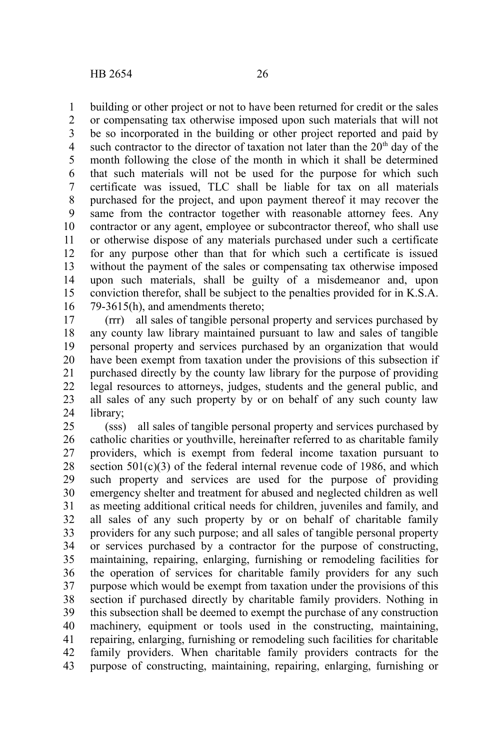building or other project or not to have been returned for credit or the sales or compensating tax otherwise imposed upon such materials that will not be so incorporated in the building or other project reported and paid by such contractor to the director of taxation not later than the 20th day of the month following the close of the month in which it shall be determined that such materials will not be used for the purpose for which such certificate was issued, TLC shall be liable for tax on all materials purchased for the project, and upon payment thereof it may recover the same from the contractor together with reasonable attorney fees. Any contractor or any agent, employee or subcontractor thereof, who shall use or otherwise dispose of any materials purchased under such a certificate for any purpose other than that for which such a certificate is issued without the payment of the sales or compensating tax otherwise imposed upon such materials, shall be guilty of a misdemeanor and, upon conviction therefor, shall be subject to the penalties provided for in K.S.A. 79-3615(h), and amendments thereto;

(rrr) all sales of tangible personal property and services purchased by any county law library maintained pursuant to law and sales of tangible personal property and services purchased by an organization that would have been exempt from taxation under the provisions of this subsection if purchased directly by the county law library for the purpose of providing legal resources to attorneys, judges, students and the general public, and all sales of any such property by or on behalf of any such county law library;

(sss) all sales of tangible personal property and services purchased by catholic charities or youthville, hereinafter referred to as charitable family providers, which is exempt from federal income taxation pursuant to section 501(c)(3) of the federal internal revenue code of 1986, and which such property and services are used for the purpose of providing emergency shelter and treatment for abused and neglected children as well as meeting additional critical needs for children, juveniles and family, and all sales of any such property by or on behalf of charitable family providers for any such purpose; and all sales of tangible personal property or services purchased by a contractor for the purpose of constructing, maintaining, repairing, enlarging, furnishing or remodeling facilities for the operation of services for charitable family providers for any such purpose which would be exempt from taxation under the provisions of this section if purchased directly by charitable family providers. Nothing in this subsection shall be deemed to exempt the purchase of any construction machinery, equipment or tools used in the constructing, maintaining, repairing, enlarging, furnishing or remodeling such facilities for charitable family providers. When charitable family providers contracts for the purpose of constructing, maintaining, repairing, enlarging, furnishing or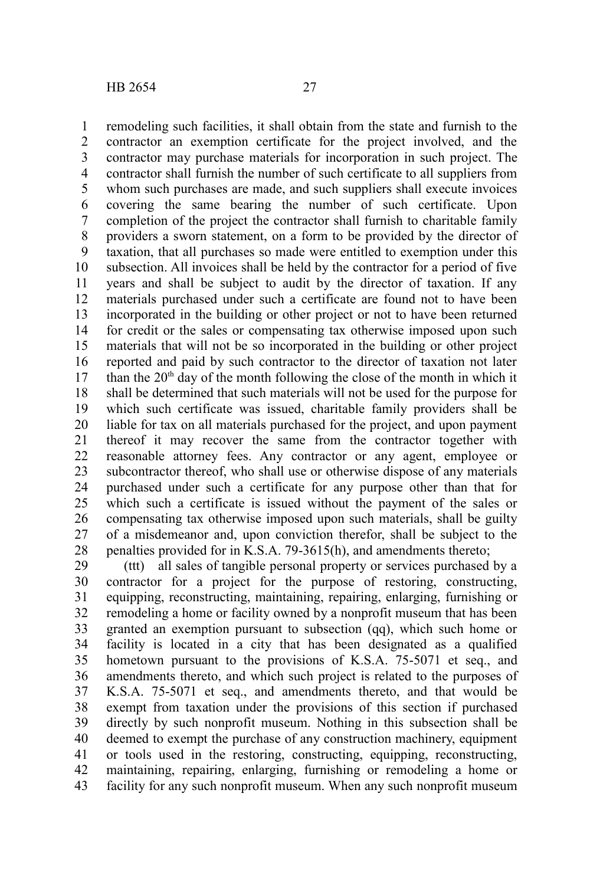remodeling such facilities, it shall obtain from the state and furnish to the contractor an exemption certificate for the project involved, and the contractor may purchase materials for incorporation in such project. The contractor shall furnish the number of such certificate to all suppliers from whom such purchases are made, and such suppliers shall execute invoices covering the same bearing the number of such certificate. Upon completion of the project the contractor shall furnish to charitable family providers a sworn statement, on a form to be provided by the director of taxation, that all purchases so made were entitled to exemption under this subsection. All invoices shall be held by the contractor for a period of five years and shall be subject to audit by the director of taxation. If any materials purchased under such a certificate are found not to have been incorporated in the building or other project or not to have been returned for credit or the sales or compensating tax otherwise imposed upon such materials that will not be so incorporated in the building or other project reported and paid by such contractor to the director of taxation not later than the 20th day of the month following the close of the month in which it shall be determined that such materials will not be used for the purpose for which such certificate was issued, charitable family providers shall be liable for tax on all materials purchased for the project, and upon payment thereof it may recover the same from the contractor together with reasonable attorney fees. Any contractor or any agent, employee or subcontractor thereof, who shall use or otherwise dispose of any materials purchased under such a certificate for any purpose other than that for which such a certificate is issued without the payment of the sales or compensating tax otherwise imposed upon such materials, shall be guilty of a misdemeanor and, upon conviction therefor, shall be subject to the penalties provided for in K.S.A. 79-3615(h), and amendments thereto;

(ttt) all sales of tangible personal property or services purchased by a contractor for a project for the purpose of restoring, constructing, equipping, reconstructing, maintaining, repairing, enlarging, furnishing or remodeling a home or facility owned by a nonprofit museum that has been granted an exemption pursuant to subsection (qq), which such home or facility is located in a city that has been designated as a qualified hometown pursuant to the provisions of K.S.A. 75-5071 et seq., and amendments thereto, and which such project is related to the purposes of K.S.A. 75-5071 et seq., and amendments thereto, and that would be exempt from taxation under the provisions of this section if purchased directly by such nonprofit museum. Nothing in this subsection shall be deemed to exempt the purchase of any construction machinery, equipment or tools used in the restoring, constructing, equipping, reconstructing, maintaining, repairing, enlarging, furnishing or remodeling a home or facility for any such nonprofit museum. When any such nonprofit museum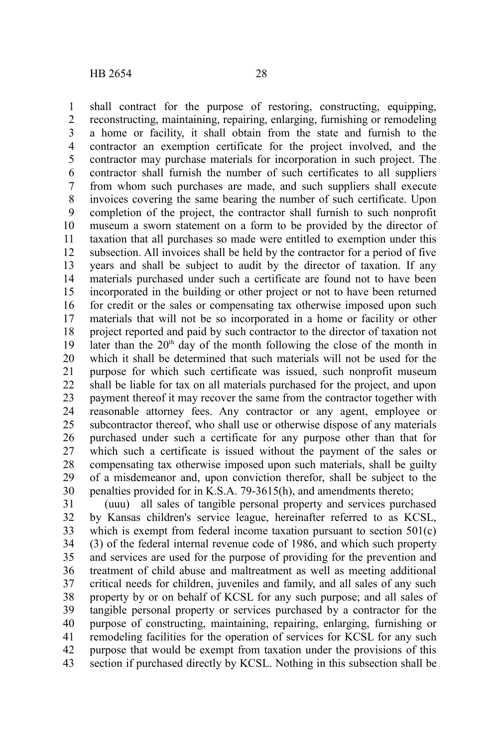shall contract for the purpose of restoring, constructing, equipping, reconstructing, maintaining, repairing, enlarging, furnishing or remodeling a home or facility, it shall obtain from the state and furnish to the contractor an exemption certificate for the project involved, and the contractor may purchase materials for incorporation in such project. The contractor shall furnish the number of such certificates to all suppliers from whom such purchases are made, and such suppliers shall execute invoices covering the same bearing the number of such certificate. Upon completion of the project, the contractor shall furnish to such nonprofit museum a sworn statement on a form to be provided by the director of taxation that all purchases so made were entitled to exemption under this subsection. All invoices shall be held by the contractor for a period of five years and shall be subject to audit by the director of taxation. If any materials purchased under such a certificate are found not to have been incorporated in the building or other project or not to have been returned for credit or the sales or compensating tax otherwise imposed upon such materials that will not be so incorporated in a home or facility or other project reported and paid by such contractor to the director of taxation not later than the 20th day of the month following the close of the month in which it shall be determined that such materials will not be used for the purpose for which such certificate was issued, such nonprofit museum shall be liable for tax on all materials purchased for the project, and upon payment thereof it may recover the same from the contractor together with reasonable attorney fees. Any contractor or any agent, employee or subcontractor thereof, who shall use or otherwise dispose of any materials purchased under such a certificate for any purpose other than that for which such a certificate is issued without the payment of the sales or compensating tax otherwise imposed upon such materials, shall be guilty of a misdemeanor and, upon conviction therefor, shall be subject to the penalties provided for in K.S.A. 79-3615(h), and amendments thereto;

(uuu) all sales of tangible personal property and services purchased by Kansas children's service league, hereinafter referred to as KCSL, which is exempt from federal income taxation pursuant to section 501(c)(3) of the federal internal revenue code of 1986, and which such property and services are used for the purpose of providing for the prevention and treatment of child abuse and maltreatment as well as meeting additional critical needs for children, juveniles and family, and all sales of any such property by or on behalf of KCSL for any such purpose; and all sales of tangible personal property or services purchased by a contractor for the purpose of constructing, maintaining, repairing, enlarging, furnishing or remodeling facilities for the operation of services for KCSL for any such purpose that would be exempt from taxation under the provisions of this section if purchased directly by KCSL. Nothing in this subsection shall be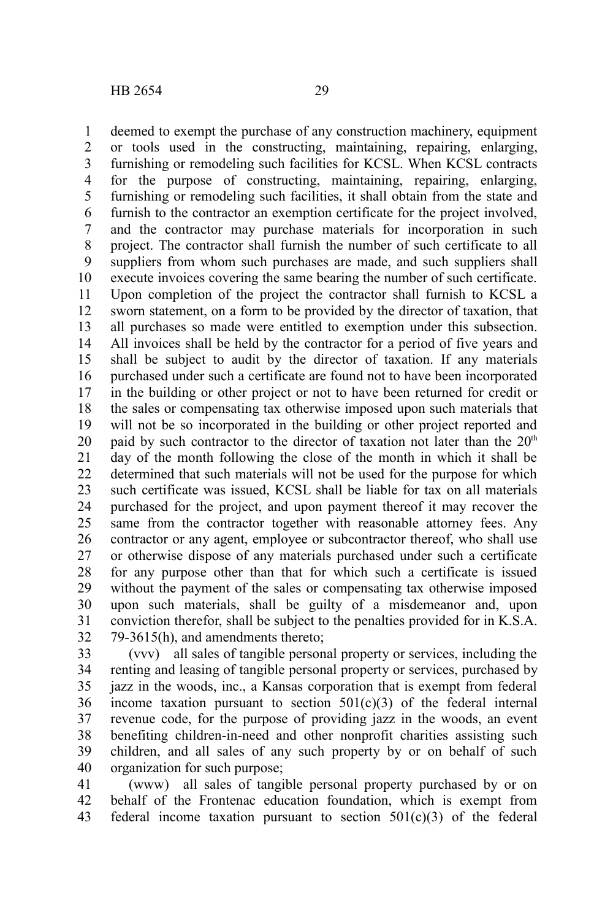deemed to exempt the purchase of any construction machinery, equipment or tools used in the constructing, maintaining, repairing, enlarging, furnishing or remodeling such facilities for KCSL. When KCSL contracts for the purpose of constructing, maintaining, repairing, enlarging, furnishing or remodeling such facilities, it shall obtain from the state and furnish to the contractor an exemption certificate for the project involved, and the contractor may purchase materials for incorporation in such project. The contractor shall furnish the number of such certificate to all suppliers from whom such purchases are made, and such suppliers shall execute invoices covering the same bearing the number of such certificate. Upon completion of the project the contractor shall furnish to KCSL a sworn statement, on a form to be provided by the director of taxation, that all purchases so made were entitled to exemption under this subsection. All invoices shall be held by the contractor for a period of five years and shall be subject to audit by the director of taxation. If any materials purchased under such a certificate are found not to have been incorporated in the building or other project or not to have been returned for credit or the sales or compensating tax otherwise imposed upon such materials that will not be so incorporated in the building or other project reported and paid by such contractor to the director of taxation not later than the 20th day of the month following the close of the month in which it shall be determined that such materials will not be used for the purpose for which such certificate was issued, KCSL shall be liable for tax on all materials purchased for the project, and upon payment thereof it may recover the same from the contractor together with reasonable attorney fees. Any contractor or any agent, employee or subcontractor thereof, who shall use or otherwise dispose of any materials purchased under such a certificate for any purpose other than that for which such a certificate is issued without the payment of the sales or compensating tax otherwise imposed upon such materials, shall be guilty of a misdemeanor and, upon conviction therefor, shall be subject to the penalties provided for in K.S.A. 79-3615(h), and amendments thereto;

(vvv) all sales of tangible personal property or services, including the renting and leasing of tangible personal property or services, purchased by jazz in the woods, inc., a Kansas corporation that is exempt from federal income taxation pursuant to section 501(c)(3) of the federal internal revenue code, for the purpose of providing jazz in the woods, an event benefiting children-in-need and other nonprofit charities assisting such children, and all sales of any such property by or on behalf of such organization for such purpose;

(www) all sales of tangible personal property purchased by or on behalf of the Frontenac education foundation, which is exempt from federal income taxation pursuant to section 501(c)(3) of the federal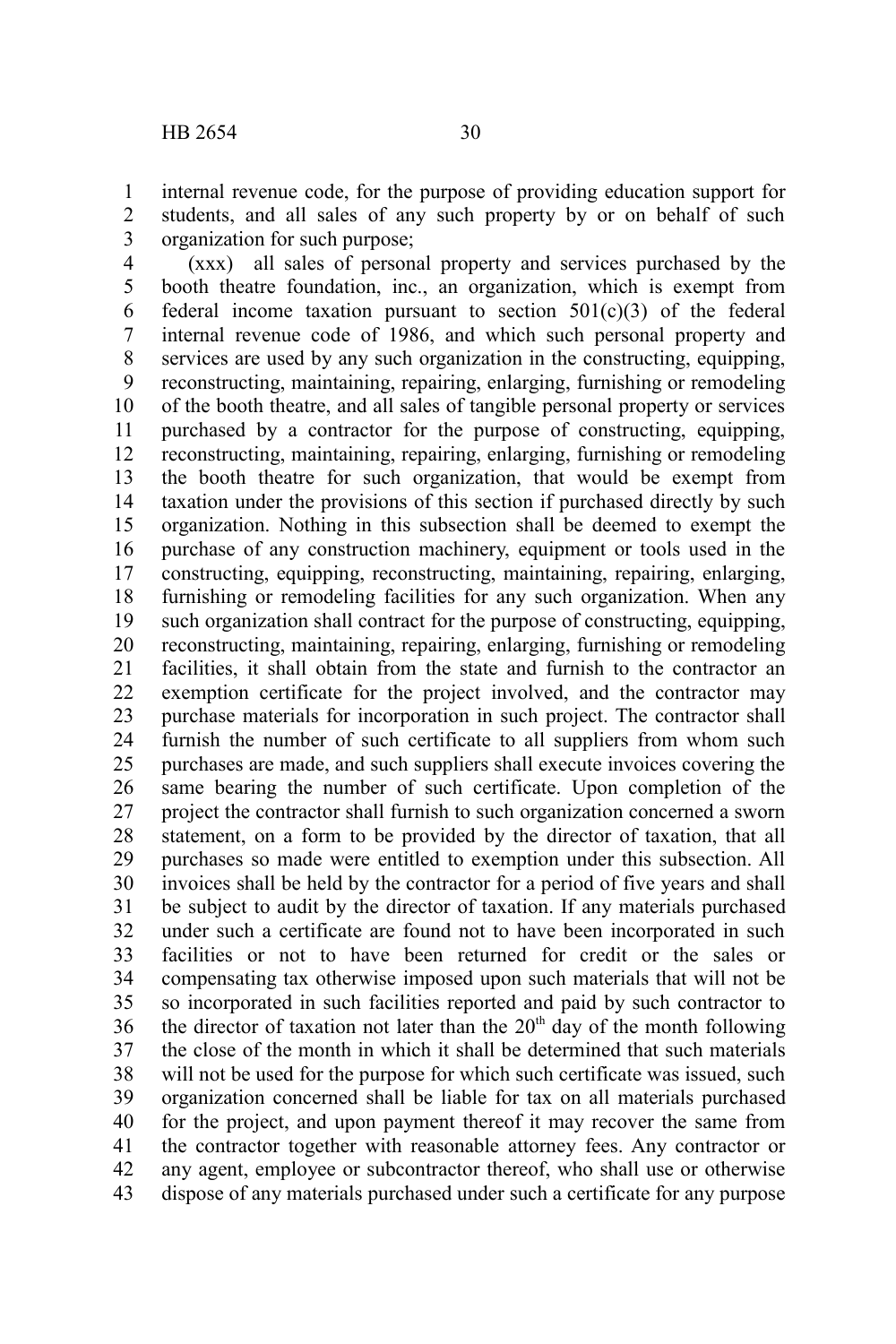internal revenue code, for the purpose of providing education support for students, and all sales of any such property by or on behalf of such organization for such purpose;

(xxx) all sales of personal property and services purchased by the booth theatre foundation, inc., an organization, which is exempt from federal income taxation pursuant to section 501(c)(3) of the federal internal revenue code of 1986, and which such personal property and services are used by any such organization in the constructing, equipping, reconstructing, maintaining, repairing, enlarging, furnishing or remodeling of the booth theatre, and all sales of tangible personal property or services purchased by a contractor for the purpose of constructing, equipping, reconstructing, maintaining, repairing, enlarging, furnishing or remodeling the booth theatre for such organization, that would be exempt from taxation under the provisions of this section if purchased directly by such organization. Nothing in this subsection shall be deemed to exempt the purchase of any construction machinery, equipment or tools used in the constructing, equipping, reconstructing, maintaining, repairing, enlarging, furnishing or remodeling facilities for any such organization. When any such organization shall contract for the purpose of constructing, equipping, reconstructing, maintaining, repairing, enlarging, furnishing or remodeling facilities, it shall obtain from the state and furnish to the contractor an exemption certificate for the project involved, and the contractor may purchase materials for incorporation in such project. The contractor shall furnish the number of such certificate to all suppliers from whom such purchases are made, and such suppliers shall execute invoices covering the same bearing the number of such certificate. Upon completion of the project the contractor shall furnish to such organization concerned a sworn statement, on a form to be provided by the director of taxation, that all purchases so made were entitled to exemption under this subsection. All invoices shall be held by the contractor for a period of five years and shall be subject to audit by the director of taxation. If any materials purchased under such a certificate are found not to have been incorporated in such facilities or not to have been returned for credit or the sales or compensating tax otherwise imposed upon such materials that will not be so incorporated in such facilities reported and paid by such contractor to the director of taxation not later than the 20th day of the month following the close of the month in which it shall be determined that such materials will not be used for the purpose for which such certificate was issued, such organization concerned shall be liable for tax on all materials purchased for the project, and upon payment thereof it may recover the same from the contractor together with reasonable attorney fees. Any contractor or any agent, employee or subcontractor thereof, who shall use or otherwise dispose of any materials purchased under such a certificate for any purpose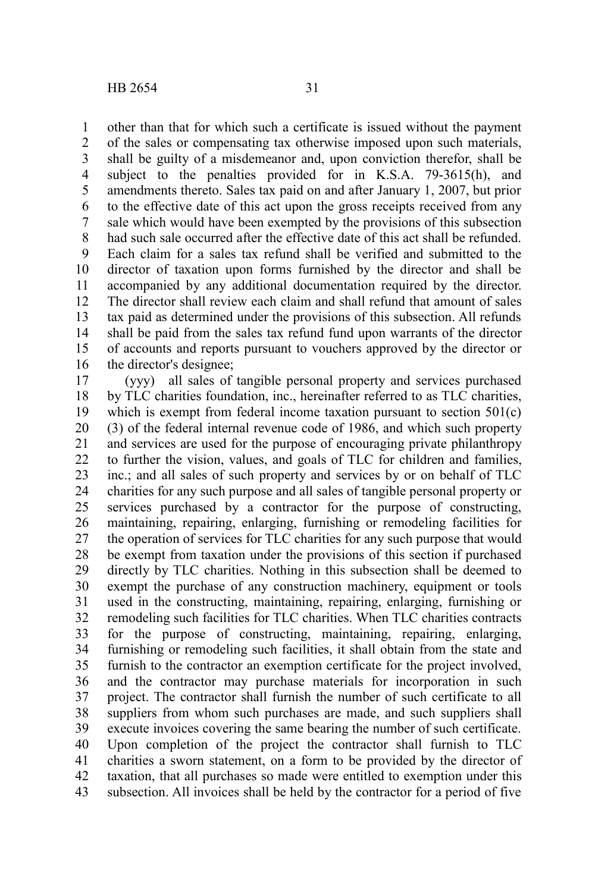other than that for which such a certificate is issued without the payment of the sales or compensating tax otherwise imposed upon such materials, shall be guilty of a misdemeanor and, upon conviction therefor, shall be subject to the penalties provided for in K.S.A. 79-3615(h), and amendments thereto. Sales tax paid on and after January 1, 2007, but prior to the effective date of this act upon the gross receipts received from any sale which would have been exempted by the provisions of this subsection had such sale occurred after the effective date of this act shall be refunded. Each claim for a sales tax refund shall be verified and submitted to the director of taxation upon forms furnished by the director and shall be accompanied by any additional documentation required by the director. The director shall review each claim and shall refund that amount of sales tax paid as determined under the provisions of this subsection. All refunds shall be paid from the sales tax refund fund upon warrants of the director of accounts and reports pursuant to vouchers approved by the director or the director's designee;

(yyy) all sales of tangible personal property and services purchased by TLC charities foundation, inc., hereinafter referred to as TLC charities, which is exempt from federal income taxation pursuant to section 501(c)(3) of the federal internal revenue code of 1986, and which such property and services are used for the purpose of encouraging private philanthropy to further the vision, values, and goals of TLC for children and families, inc.; and all sales of such property and services by or on behalf of TLC charities for any such purpose and all sales of tangible personal property or services purchased by a contractor for the purpose of constructing, maintaining, repairing, enlarging, furnishing or remodeling facilities for the operation of services for TLC charities for any such purpose that would be exempt from taxation under the provisions of this section if purchased directly by TLC charities. Nothing in this subsection shall be deemed to exempt the purchase of any construction machinery, equipment or tools used in the constructing, maintaining, repairing, enlarging, furnishing or remodeling such facilities for TLC charities. When TLC charities contracts for the purpose of constructing, maintaining, repairing, enlarging, furnishing or remodeling such facilities, it shall obtain from the state and furnish to the contractor an exemption certificate for the project involved, and the contractor may purchase materials for incorporation in such project. The contractor shall furnish the number of such certificate to all suppliers from whom such purchases are made, and such suppliers shall execute invoices covering the same bearing the number of such certificate. Upon completion of the project the contractor shall furnish to TLC charities a sworn statement, on a form to be provided by the director of taxation, that all purchases so made were entitled to exemption under this subsection. All invoices shall be held by the contractor for a period of five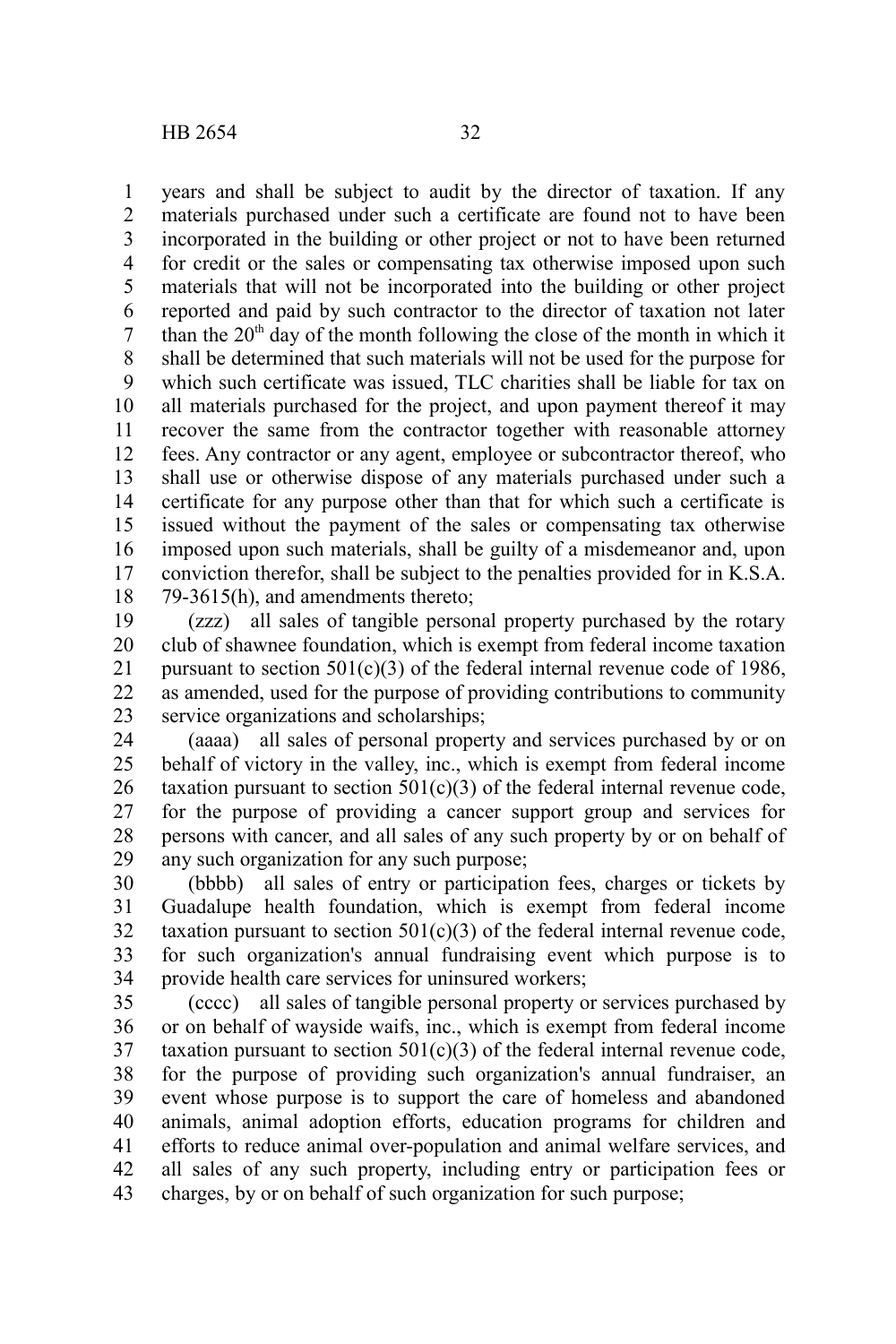years and shall be subject to audit by the director of taxation. If any materials purchased under such a certificate are found not to have been incorporated in the building or other project or not to have been returned for credit or the sales or compensating tax otherwise imposed upon such materials that will not be incorporated into the building or other project reported and paid by such contractor to the director of taxation not later than the 20th day of the month following the close of the month in which it shall be determined that such materials will not be used for the purpose for which such certificate was issued, TLC charities shall be liable for tax on all materials purchased for the project, and upon payment thereof it may recover the same from the contractor together with reasonable attorney fees. Any contractor or any agent, employee or subcontractor thereof, who shall use or otherwise dispose of any materials purchased under such a certificate for any purpose other than that for which such a certificate is issued without the payment of the sales or compensating tax otherwise imposed upon such materials, shall be guilty of a misdemeanor and, upon conviction therefor, shall be subject to the penalties provided for in K.S.A. 79-3615(h), and amendments thereto;

(zzz) all sales of tangible personal property purchased by the rotary club of shawnee foundation, which is exempt from federal income taxation pursuant to section 501(c)(3) of the federal internal revenue code of 1986, as amended, used for the purpose of providing contributions to community service organizations and scholarships;

(aaaa) all sales of personal property and services purchased by or on behalf of victory in the valley, inc., which is exempt from federal income taxation pursuant to section 501(c)(3) of the federal internal revenue code, for the purpose of providing a cancer support group and services for persons with cancer, and all sales of any such property by or on behalf of any such organization for any such purpose;

(bbbb) all sales of entry or participation fees, charges or tickets by Guadalupe health foundation, which is exempt from federal income taxation pursuant to section 501(c)(3) of the federal internal revenue code, for such organization's annual fundraising event which purpose is to provide health care services for uninsured workers;

(cccc) all sales of tangible personal property or services purchased by or on behalf of wayside waifs, inc., which is exempt from federal income taxation pursuant to section 501(c)(3) of the federal internal revenue code, for the purpose of providing such organization's annual fundraiser, an event whose purpose is to support the care of homeless and abandoned animals, animal adoption efforts, education programs for children and efforts to reduce animal over-population and animal welfare services, and all sales of any such property, including entry or participation fees or charges, by or on behalf of such organization for such purpose;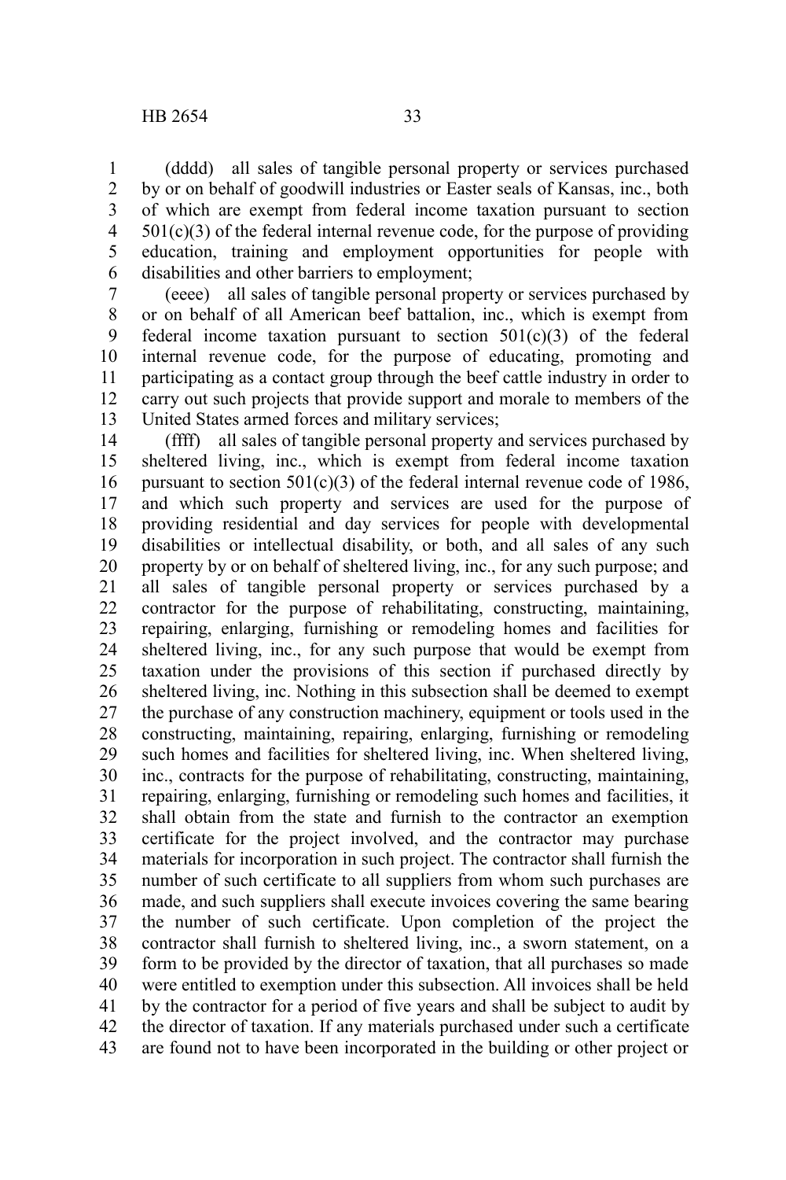(dddd) all sales of tangible personal property or services purchased by or on behalf of goodwill industries or Easter seals of Kansas, inc., both of which are exempt from federal income taxation pursuant to section 501(c)(3) of the federal internal revenue code, for the purpose of providing education, training and employment opportunities for people with disabilities and other barriers to employment;

(eeee) all sales of tangible personal property or services purchased by or on behalf of all American beef battalion, inc., which is exempt from federal income taxation pursuant to section 501(c)(3) of the federal internal revenue code, for the purpose of educating, promoting and participating as a contact group through the beef cattle industry in order to carry out such projects that provide support and morale to members of the United States armed forces and military services;

(ffff) all sales of tangible personal property and services purchased by sheltered living, inc., which is exempt from federal income taxation pursuant to section 501(c)(3) of the federal internal revenue code of 1986, and which such property and services are used for the purpose of providing residential and day services for people with developmental disabilities or intellectual disability, or both, and all sales of any such property by or on behalf of sheltered living, inc., for any such purpose; and all sales of tangible personal property or services purchased by a contractor for the purpose of rehabilitating, constructing, maintaining, repairing, enlarging, furnishing or remodeling homes and facilities for sheltered living, inc., for any such purpose that would be exempt from taxation under the provisions of this section if purchased directly by sheltered living, inc. Nothing in this subsection shall be deemed to exempt the purchase of any construction machinery, equipment or tools used in the constructing, maintaining, repairing, enlarging, furnishing or remodeling such homes and facilities for sheltered living, inc. When sheltered living, inc., contracts for the purpose of rehabilitating, constructing, maintaining, repairing, enlarging, furnishing or remodeling such homes and facilities, it shall obtain from the state and furnish to the contractor an exemption certificate for the project involved, and the contractor may purchase materials for incorporation in such project. The contractor shall furnish the number of such certificate to all suppliers from whom such purchases are made, and such suppliers shall execute invoices covering the same bearing the number of such certificate. Upon completion of the project the contractor shall furnish to sheltered living, inc., a sworn statement, on a form to be provided by the director of taxation, that all purchases so made were entitled to exemption under this subsection. All invoices shall be held by the contractor for a period of five years and shall be subject to audit by the director of taxation. If any materials purchased under such a certificate are found not to have been incorporated in the building or other project or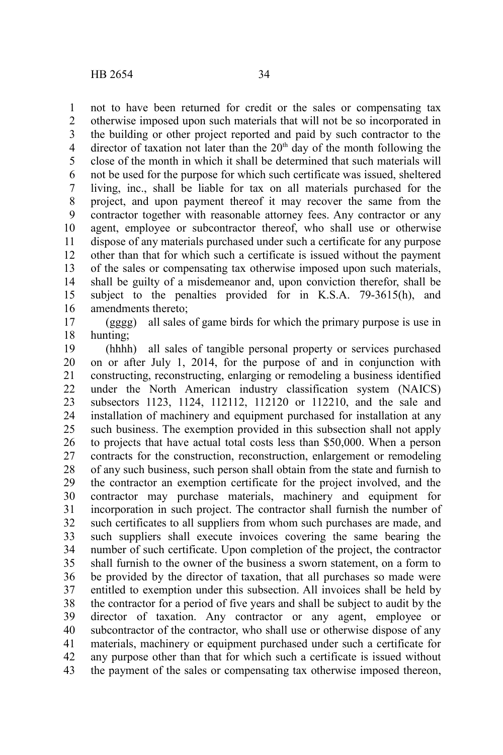not to have been returned for credit or the sales or compensating tax otherwise imposed upon such materials that will not be so incorporated in the building or other project reported and paid by such contractor to the director of taxation not later than the 20th day of the month following the close of the month in which it shall be determined that such materials will not be used for the purpose for which such certificate was issued, sheltered living, inc., shall be liable for tax on all materials purchased for the project, and upon payment thereof it may recover the same from the contractor together with reasonable attorney fees. Any contractor or any agent, employee or subcontractor thereof, who shall use or otherwise dispose of any materials purchased under such a certificate for any purpose other than that for which such a certificate is issued without the payment of the sales or compensating tax otherwise imposed upon such materials, shall be guilty of a misdemeanor and, upon conviction therefor, shall be subject to the penalties provided for in K.S.A. 79-3615(h), and amendments thereto;

(gggg) all sales of game birds for which the primary purpose is use in hunting;

(hhhh) all sales of tangible personal property or services purchased on or after July 1, 2014, for the purpose of and in conjunction with constructing, reconstructing, enlarging or remodeling a business identified under the North American industry classification system (NAICS) subsectors 1123, 1124, 112112, 112120 or 112210, and the sale and installation of machinery and equipment purchased for installation at any such business. The exemption provided in this subsection shall not apply to projects that have actual total costs less than $50,000. When a person contracts for the construction, reconstruction, enlargement or remodeling of any such business, such person shall obtain from the state and furnish to the contractor an exemption certificate for the project involved, and the contractor may purchase materials, machinery and equipment for incorporation in such project. The contractor shall furnish the number of such certificates to all suppliers from whom such purchases are made, and such suppliers shall execute invoices covering the same bearing the number of such certificate. Upon completion of the project, the contractor shall furnish to the owner of the business a sworn statement, on a form to be provided by the director of taxation, that all purchases so made were entitled to exemption under this subsection. All invoices shall be held by the contractor for a period of five years and shall be subject to audit by the director of taxation. Any contractor or any agent, employee or subcontractor of the contractor, who shall use or otherwise dispose of any materials, machinery or equipment purchased under such a certificate for any purpose other than that for which such a certificate is issued without the payment of the sales or compensating tax otherwise imposed thereon,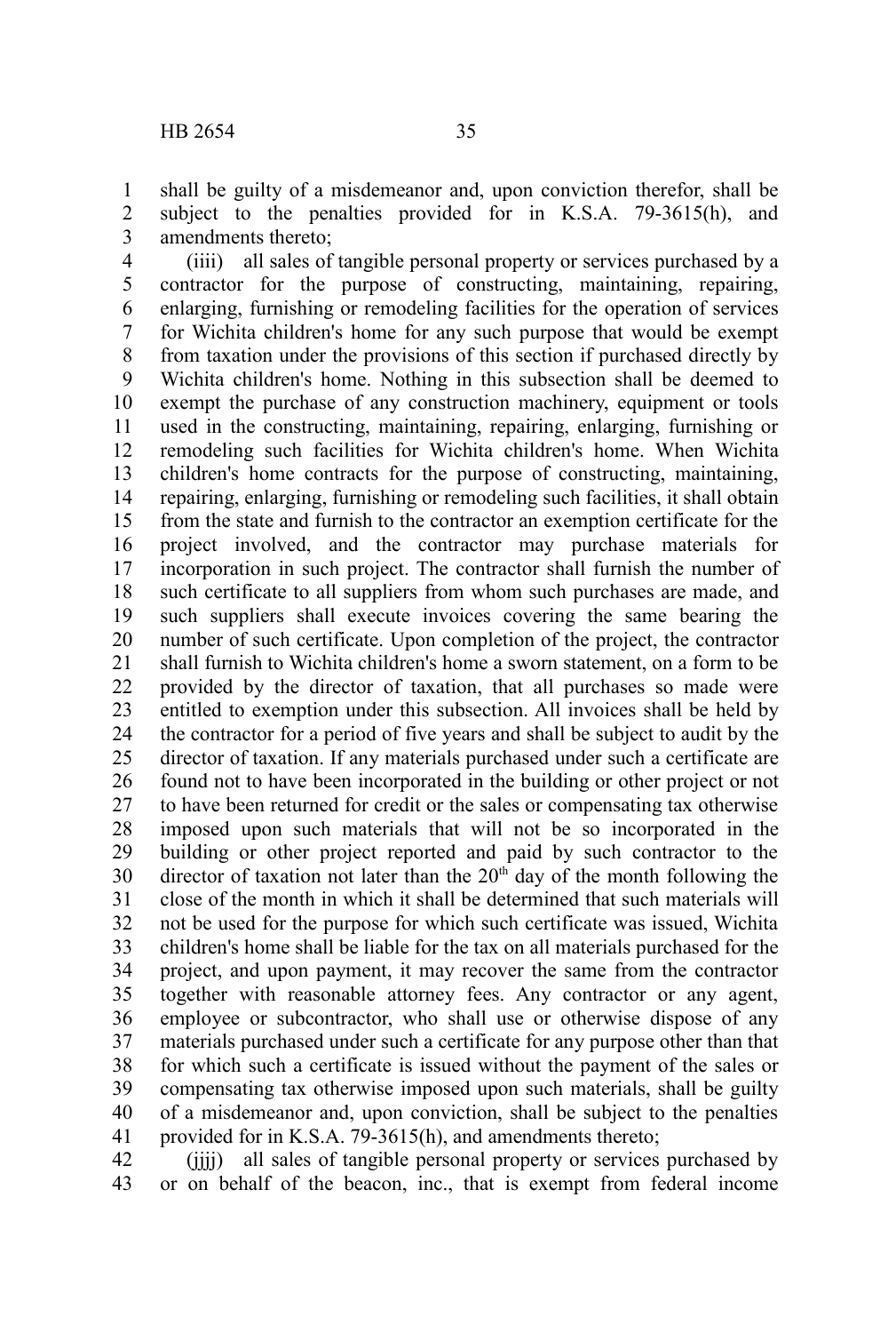shall be guilty of a misdemeanor and, upon conviction therefor, shall be subject to the penalties provided for in K.S.A. 79-3615(h), and amendments thereto;

(iiii) all sales of tangible personal property or services purchased by a contractor for the purpose of constructing, maintaining, repairing, enlarging, furnishing or remodeling facilities for the operation of services for Wichita children's home for any such purpose that would be exempt from taxation under the provisions of this section if purchased directly by Wichita children's home. Nothing in this subsection shall be deemed to exempt the purchase of any construction machinery, equipment or tools used in the constructing, maintaining, repairing, enlarging, furnishing or remodeling such facilities for Wichita children's home. When Wichita children's home contracts for the purpose of constructing, maintaining, repairing, enlarging, furnishing or remodeling such facilities, it shall obtain from the state and furnish to the contractor an exemption certificate for the project involved, and the contractor may purchase materials for incorporation in such project. The contractor shall furnish the number of such certificate to all suppliers from whom such purchases are made, and such suppliers shall execute invoices covering the same bearing the number of such certificate. Upon completion of the project, the contractor shall furnish to Wichita children's home a sworn statement, on a form to be provided by the director of taxation, that all purchases so made were entitled to exemption under this subsection. All invoices shall be held by the contractor for a period of five years and shall be subject to audit by the director of taxation. If any materials purchased under such a certificate are found not to have been incorporated in the building or other project or not to have been returned for credit or the sales or compensating tax otherwise imposed upon such materials that will not be so incorporated in the building or other project reported and paid by such contractor to the director of taxation not later than the 20th day of the month following the close of the month in which it shall be determined that such materials will not be used for the purpose for which such certificate was issued, Wichita children's home shall be liable for the tax on all materials purchased for the project, and upon payment, it may recover the same from the contractor together with reasonable attorney fees. Any contractor or any agent, employee or subcontractor, who shall use or otherwise dispose of any materials purchased under such a certificate for any purpose other than that for which such a certificate is issued without the payment of the sales or compensating tax otherwise imposed upon such materials, shall be guilty of a misdemeanor and, upon conviction, shall be subject to the penalties provided for in K.S.A. 79-3615(h), and amendments thereto;

(jjjj) all sales of tangible personal property or services purchased by or on behalf of the beacon, inc., that is exempt from federal income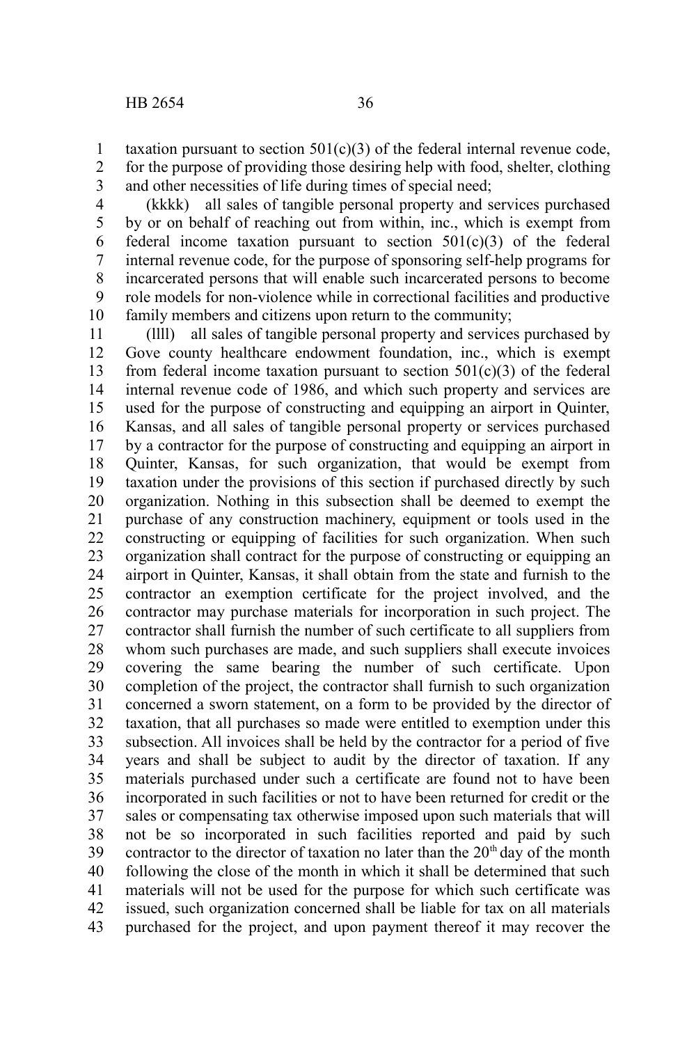taxation pursuant to section 501(c)(3) of the federal internal revenue code, for the purpose of providing those desiring help with food, shelter, clothing and other necessities of life during times of special need;

(kkkk) all sales of tangible personal property and services purchased by or on behalf of reaching out from within, inc., which is exempt from federal income taxation pursuant to section 501(c)(3) of the federal internal revenue code, for the purpose of sponsoring self-help programs for incarcerated persons that will enable such incarcerated persons to become role models for non-violence while in correctional facilities and productive family members and citizens upon return to the community;

(llll) all sales of tangible personal property and services purchased by Gove county healthcare endowment foundation, inc., which is exempt from federal income taxation pursuant to section 501(c)(3) of the federal internal revenue code of 1986, and which such property and services are used for the purpose of constructing and equipping an airport in Quinter, Kansas, and all sales of tangible personal property or services purchased by a contractor for the purpose of constructing and equipping an airport in Quinter, Kansas, for such organization, that would be exempt from taxation under the provisions of this section if purchased directly by such organization. Nothing in this subsection shall be deemed to exempt the purchase of any construction machinery, equipment or tools used in the constructing or equipping of facilities for such organization. When such organization shall contract for the purpose of constructing or equipping an airport in Quinter, Kansas, it shall obtain from the state and furnish to the contractor an exemption certificate for the project involved, and the contractor may purchase materials for incorporation in such project. The contractor shall furnish the number of such certificate to all suppliers from whom such purchases are made, and such suppliers shall execute invoices covering the same bearing the number of such certificate. Upon completion of the project, the contractor shall furnish to such organization concerned a sworn statement, on a form to be provided by the director of taxation, that all purchases so made were entitled to exemption under this subsection. All invoices shall be held by the contractor for a period of five years and shall be subject to audit by the director of taxation. If any materials purchased under such a certificate are found not to have been incorporated in such facilities or not to have been returned for credit or the sales or compensating tax otherwise imposed upon such materials that will not be so incorporated in such facilities reported and paid by such contractor to the director of taxation no later than the 20th day of the month following the close of the month in which it shall be determined that such materials will not be used for the purpose for which such certificate was issued, such organization concerned shall be liable for tax on all materials purchased for the project, and upon payment thereof it may recover the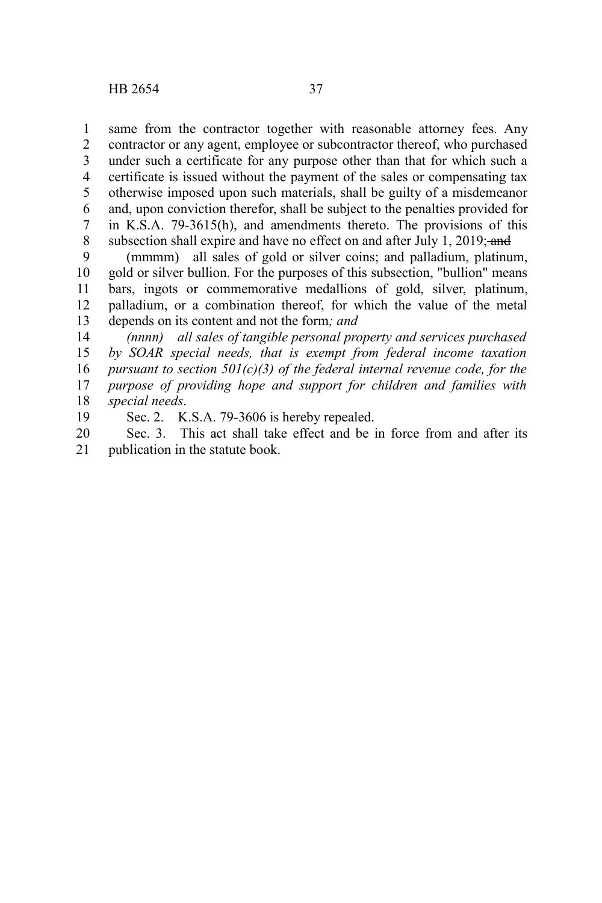same from the contractor together with reasonable attorney fees. Any contractor or any agent, employee or subcontractor thereof, who purchased under such a certificate for any purpose other than that for which such a certificate is issued without the payment of the sales or compensating tax otherwise imposed upon such materials, shall be guilty of a misdemeanor and, upon conviction therefor, shall be subject to the penalties provided for in K.S.A. 79-3615(h), and amendments thereto. The provisions of this subsection shall expire and have no effect on and after July 1, 2019; ~~and~~

(mmmm) all sales of gold or silver coins; and palladium, platinum, gold or silver bullion. For the purposes of this subsection, "bullion" means bars, ingots or commemorative medallions of gold, silver, platinum, palladium, or a combination thereof, for which the value of the metal depends on its content and not the form*; and*

*(nnnn) all sales of tangible personal property and services purchased by SOAR special needs, that is exempt from federal income taxation pursuant to section 501(c)(3) of the federal internal revenue code, for the purpose of providing hope and support for children and families with special needs*.

Sec. 2. K.S.A. 79-3606 is hereby repealed.

Sec. 3. This act shall take effect and be in force from and after its publication in the statute book.